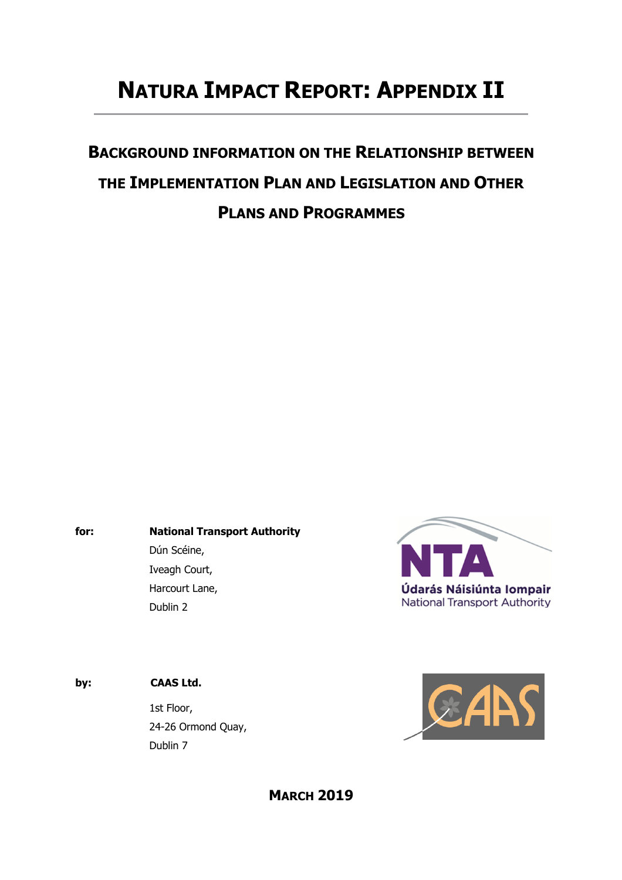# NATURA IMPACT REPORT: APPENDIX II

## BACKGROUND INFORMATION ON THE RELATIONSHIP BETWEEN THE IMPLEMENTATION PLAN AND LEGISLATION AND OTHER PLANS AND PROGRAMMES

**for:** **National Transport Authority**
Dún Scéine,
Iveagh Court,
Harcourt Lane,
Dublin 2

Údarás Náisiúnta Iompair
National Transport Authority

**by:** **CAAS Ltd.**
1st Floor,
24-26 Ormond Quay,
Dublin 7

**MARCH 2019**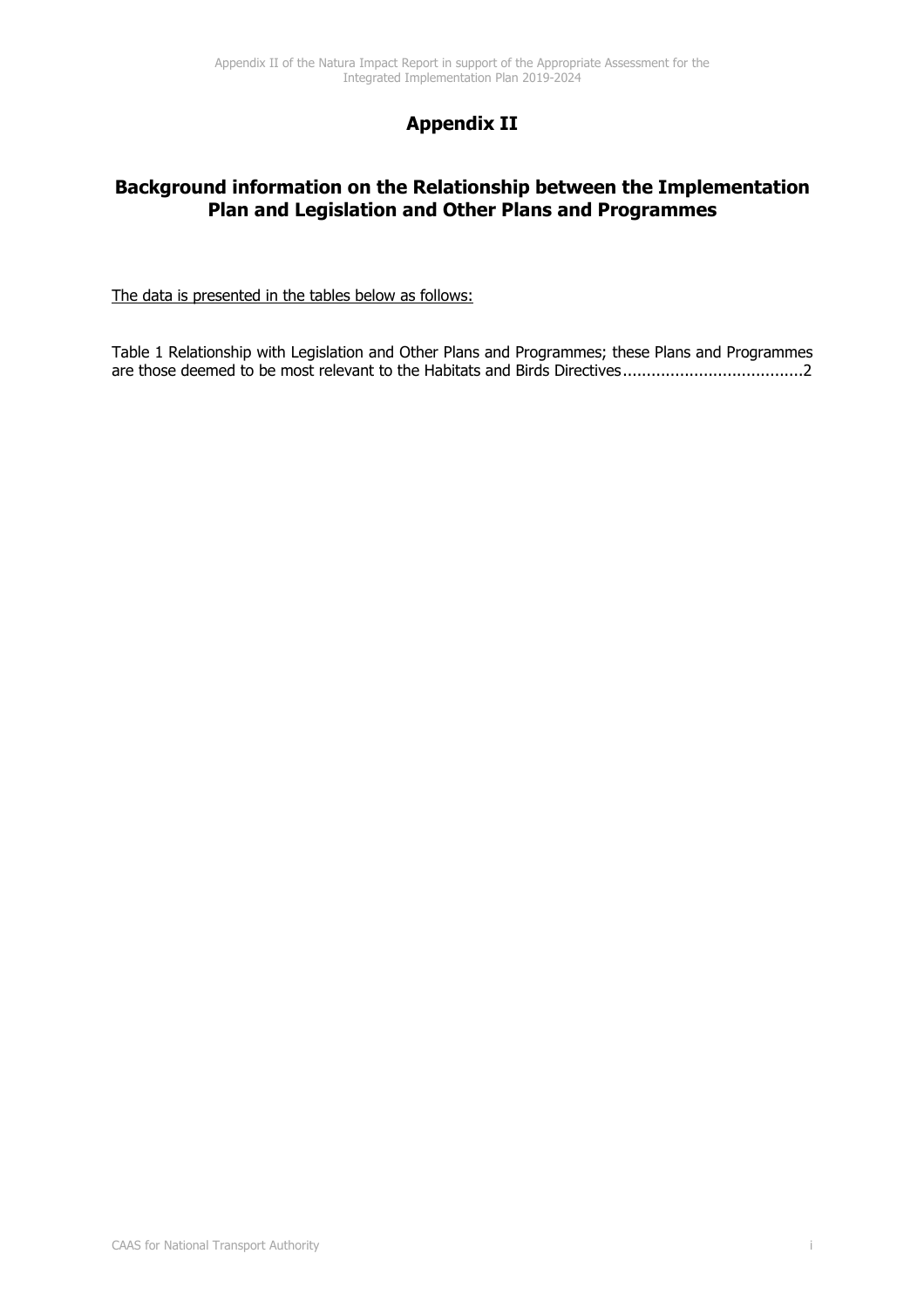# Appendix II

## Background information on the Relationship between the Implementation Plan and Legislation and Other Plans and Programmes

The data is presented in the tables below as follows:

Table 1 Relationship with Legislation and Other Plans and Programmes; these Plans and Programmes are those deemed to be most relevant to the Habitats and Birds Directives......................................2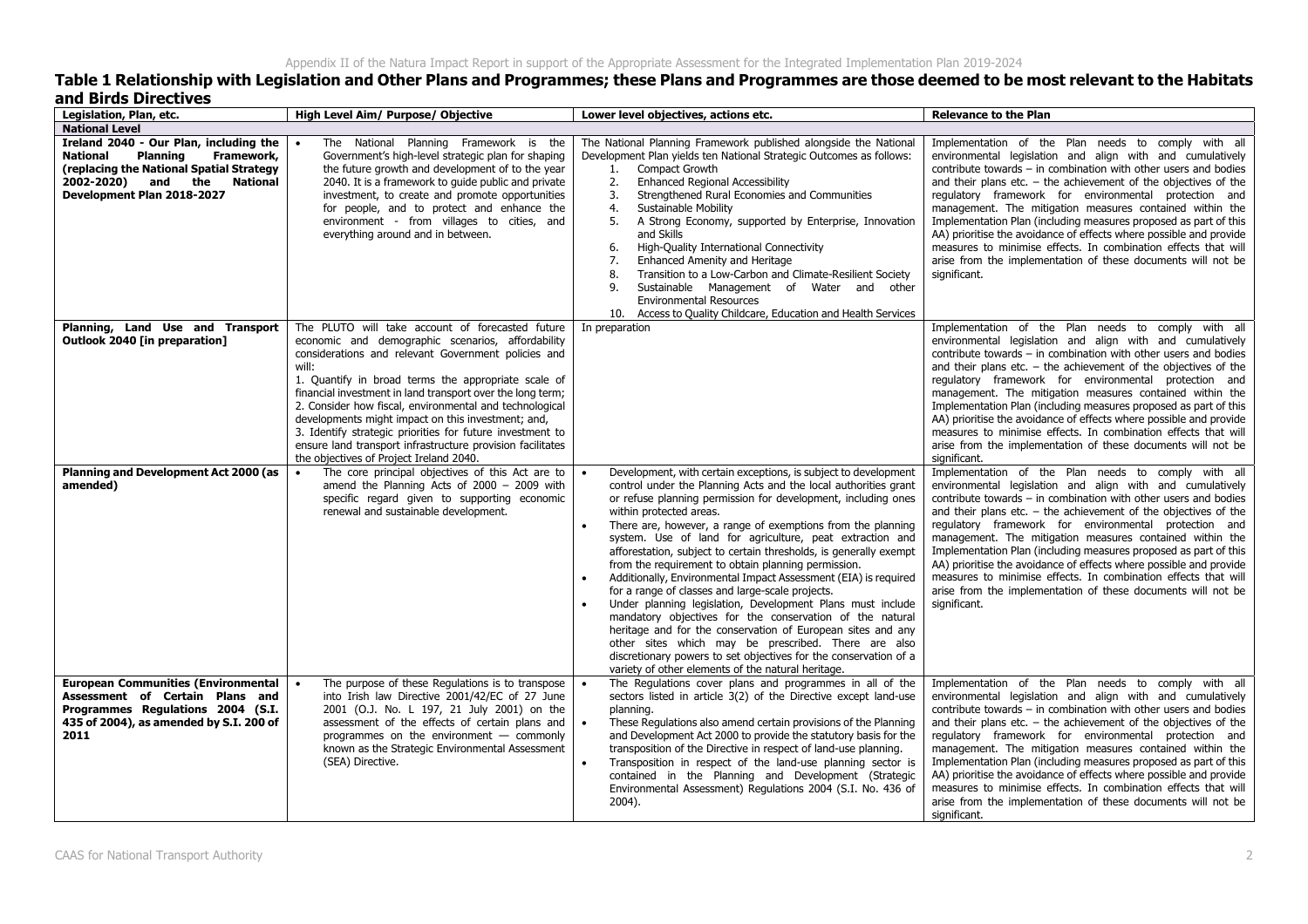## Table 1 Relationship with Legislation and Other Plans and Programmes; these Plans and Programmes are those deemed to be most relevant to the Habitats and Birds Directives

| Legislation, Plan, etc. | High Level Aim/ Purpose/ Objective | Lower level objectives, actions etc. | Relevance to the Plan |
|---|---|---|---|
| **National Level** | | | |
| **Ireland 2040 - Our Plan, including the National Planning Framework, (replacing the National Spatial Strategy 2002-2020) and the National Development Plan 2018-2027** | • The National Planning Framework is the Government's high-level strategic plan for shaping the future growth and development of to the year 2040. It is a framework to guide public and private investment, to create and promote opportunities for people, and to protect and enhance the environment - from villages to cities, and everything around and in between. | The National Planning Framework published alongside the National Development Plan yields ten National Strategic Outcomes as follows: 1. Compact Growth 2. Enhanced Regional Accessibility 3. Strengthened Rural Economies and Communities 4. Sustainable Mobility 5. A Strong Economy, supported by Enterprise, Innovation and Skills 6. High-Quality International Connectivity 7. Enhanced Amenity and Heritage 8. Transition to a Low-Carbon and Climate-Resilient Society 9. Sustainable Management of Water and other Environmental Resources 10. Access to Quality Childcare, Education and Health Services | Implementation of the Plan needs to comply with all environmental legislation and align with and cumulatively contribute towards – in combination with other users and bodies and their plans etc. – the achievement of the objectives of the regulatory framework for environmental protection and management. The mitigation measures contained within the Implementation Plan (including measures proposed as part of this AA) prioritise the avoidance of effects where possible and provide measures to minimise effects. In combination effects that will arise from the implementation of these documents will not be significant. |
| **Planning, Land Use and Transport Outlook 2040 [in preparation]** | The PLUTO will take account of forecasted future economic and demographic scenarios, affordability considerations and relevant Government policies and will: 1. Quantify in broad terms the appropriate scale of financial investment in land transport over the long term; 2. Consider how fiscal, environmental and technological developments might impact on this investment; and, 3. Identify strategic priorities for future investment to ensure land transport infrastructure provision facilitates the objectives of Project Ireland 2040. | In preparation | Implementation of the Plan needs to comply with all environmental legislation and align with and cumulatively contribute towards – in combination with other users and bodies and their plans etc. – the achievement of the objectives of the regulatory framework for environmental protection and management. The mitigation measures contained within the Implementation Plan (including measures proposed as part of this AA) prioritise the avoidance of effects where possible and provide measures to minimise effects. In combination effects that will arise from the implementation of these documents will not be significant. |
| **Planning and Development Act 2000 (as amended)** | • The core principal objectives of this Act are to amend the Planning Acts of 2000 – 2009 with specific regard given to supporting economic renewal and sustainable development. | • Development, with certain exceptions, is subject to development control under the Planning Acts and the local authorities grant or refuse planning permission for development, including ones within protected areas. • There are, however, a range of exemptions from the planning system. Use of land for agriculture, peat extraction and afforestation, subject to certain thresholds, is generally exempt from the requirement to obtain planning permission. • Additionally, Environmental Impact Assessment (EIA) is required for a range of classes and large-scale projects. • Under planning legislation, Development Plans must include mandatory objectives for the conservation of the natural heritage and for the conservation of European sites and any other sites which may be prescribed. There are also discretionary powers to set objectives for the conservation of a variety of other elements of the natural heritage. | Implementation of the Plan needs to comply with all environmental legislation and align with and cumulatively contribute towards – in combination with other users and bodies and their plans etc. – the achievement of the objectives of the regulatory framework for environmental protection and management. The mitigation measures contained within the Implementation Plan (including measures proposed as part of this AA) prioritise the avoidance of effects where possible and provide measures to minimise effects. In combination effects that will arise from the implementation of these documents will not be significant. |
| **European Communities (Environmental Assessment of Certain Plans and Programmes Regulations 2004 (S.I. 435 of 2004), as amended by S.I. 200 of 2011** | • The purpose of these Regulations is to transpose into Irish law Directive 2001/42/EC of 27 June 2001 (O.J. No. L 197, 21 July 2001) on the assessment of the effects of certain plans and programmes on the environment — commonly known as the Strategic Environmental Assessment (SEA) Directive. | • The Regulations cover plans and programmes in all of the sectors listed in article 3(2) of the Directive except land-use planning. • These Regulations also amend certain provisions of the Planning and Development Act 2000 to provide the statutory basis for the transposition of the Directive in respect of land-use planning. • Transposition in respect of the land-use planning sector is contained in the Planning and Development (Strategic Environmental Assessment) Regulations 2004 (S.I. No. 436 of 2004). | Implementation of the Plan needs to comply with all environmental legislation and align with and cumulatively contribute towards – in combination with other users and bodies and their plans etc. – the achievement of the objectives of the regulatory framework for environmental protection and management. The mitigation measures contained within the Implementation Plan (including measures proposed as part of this AA) prioritise the avoidance of effects where possible and provide measures to minimise effects. In combination effects that will arise from the implementation of these documents will not be significant. |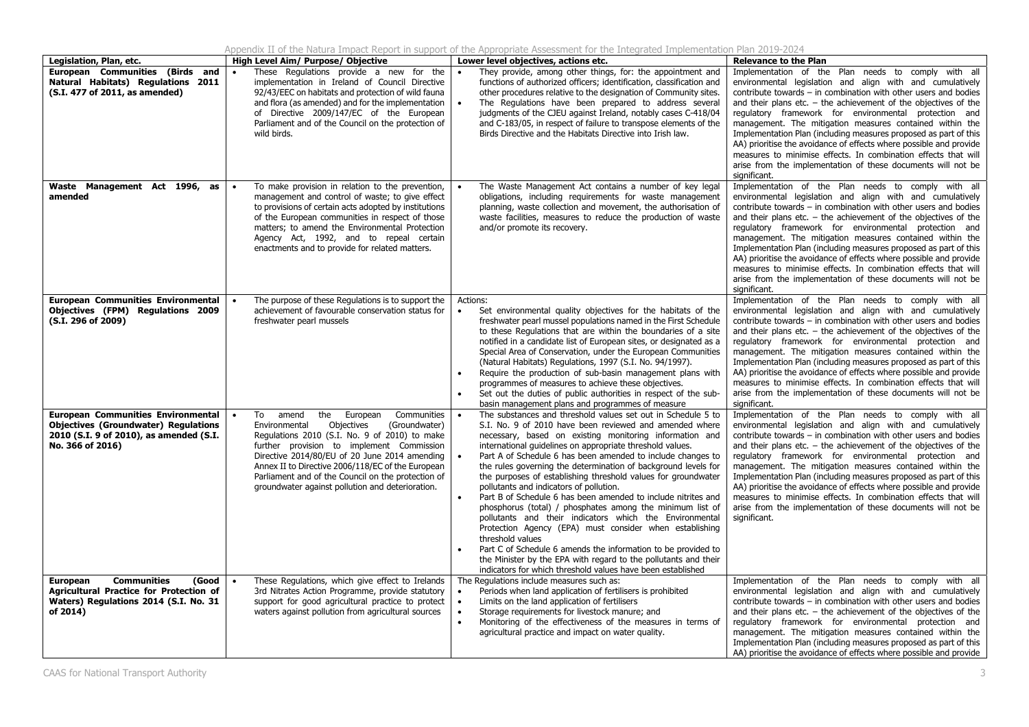| Legislation, Plan, etc. | High Level Aim/ Purpose/ Objective | Lower level objectives, actions etc. | Relevance to the Plan |
|---|---|---|---|
| **European Communities (Birds and Natural Habitats) Regulations 2011 (S.I. 477 of 2011, as amended)** | • These Regulations provide a new for the implementation in Ireland of Council Directive 92/43/EEC on habitats and protection of wild fauna and flora (as amended) and for the implementation of Directive 2009/147/EC of the European Parliament and of the Council on the protection of wild birds. | • They provide, among other things, for: the appointment and functions of authorized officers; identification, classification and other procedures relative to the designation of Community sites.<br>• The Regulations have been prepared to address several judgments of the CJEU against Ireland, notably cases C-418/04 and C-183/05, in respect of failure to transpose elements of the Birds Directive and the Habitats Directive into Irish law. | Implementation of the Plan needs to comply with all environmental legislation and align with and cumulatively contribute towards – in combination with other users and bodies and their plans etc. – the achievement of the objectives of the regulatory framework for environmental protection and management. The mitigation measures contained within the Implementation Plan (including measures proposed as part of this AA) prioritise the avoidance of effects where possible and provide measures to minimise effects. In combination effects that will arise from the implementation of these documents will not be significant. |
| **Waste Management Act 1996, as amended** | • To make provision in relation to the prevention, management and control of waste; to give effect to provisions of certain acts adopted by institutions of the European communities in respect of those matters; to amend the Environmental Protection Agency Act, 1992, and to repeal certain enactments and to provide for related matters. | • The Waste Management Act contains a number of key legal obligations, including requirements for waste management planning, waste collection and movement, the authorisation of waste facilities, measures to reduce the production of waste and/or promote its recovery. | Implementation of the Plan needs to comply with all environmental legislation and align with and cumulatively contribute towards – in combination with other users and bodies and their plans etc. – the achievement of the objectives of the regulatory framework for environmental protection and management. The mitigation measures contained within the Implementation Plan (including measures proposed as part of this AA) prioritise the avoidance of effects where possible and provide measures to minimise effects. In combination effects that will arise from the implementation of these documents will not be significant. |
| **European Communities Environmental Objectives (FPM) Regulations 2009 (S.I. 296 of 2009)** | • The purpose of these Regulations is to support the achievement of favourable conservation status for freshwater pearl mussels | Actions:<br>• Set environmental quality objectives for the habitats of the freshwater pearl mussel populations named in the First Schedule to these Regulations that are within the boundaries of a site notified in a candidate list of European sites, or designated as a Special Area of Conservation, under the European Communities (Natural Habitats) Regulations, 1997 (S.I. No. 94/1997).<br>• Require the production of sub-basin management plans with programmes of measures to achieve these objectives.<br>• Set out the duties of public authorities in respect of the sub-basin management plans and programmes of measure | Implementation of the Plan needs to comply with all environmental legislation and align with and cumulatively contribute towards – in combination with other users and bodies and their plans etc. – the achievement of the objectives of the regulatory framework for environmental protection and management. The mitigation measures contained within the Implementation Plan (including measures proposed as part of this AA) prioritise the avoidance of effects where possible and provide measures to minimise effects. In combination effects that will arise from the implementation of these documents will not be significant. |
| **European Communities Environmental Objectives (Groundwater) Regulations 2010 (S.I. 9 of 2010), as amended (S.I. No. 366 of 2016)** | • To amend the European Communities Environmental Objectives (Groundwater) Regulations 2010 (S.I. No. 9 of 2010) to make further provision to implement Commission Directive 2014/80/EU of 20 June 2014 amending Annex II to Directive 2006/118/EC of the European Parliament and of the Council on the protection of groundwater against pollution and deterioration. | • The substances and threshold values set out in Schedule 5 to S.I. No. 9 of 2010 have been reviewed and amended where necessary, based on existing monitoring information and international guidelines on appropriate threshold values.<br>• Part A of Schedule 6 has been amended to include changes to the rules governing the determination of background levels for the purposes of establishing threshold values for groundwater pollutants and indicators of pollution.<br>• Part B of Schedule 6 has been amended to include nitrites and phosphorus (total) / phosphates among the minimum list of pollutants and their indicators which the Environmental Protection Agency (EPA) must consider when establishing threshold values<br>• Part C of Schedule 6 amends the information to be provided to the Minister by the EPA with regard to the pollutants and their indicators for which threshold values have been established | Implementation of the Plan needs to comply with all environmental legislation and align with and cumulatively contribute towards – in combination with other users and bodies and their plans etc. – the achievement of the objectives of the regulatory framework for environmental protection and management. The mitigation measures contained within the Implementation Plan (including measures proposed as part of this AA) prioritise the avoidance of effects where possible and provide measures to minimise effects. In combination effects that will arise from the implementation of these documents will not be significant. |
| **European Communities (Good Agricultural Practice for Protection of Waters) Regulations 2014 (S.I. No. 31 of 2014)** | • These Regulations, which give effect to Irelands 3rd Nitrates Action Programme, provide statutory support for good agricultural practice to protect waters against pollution from agricultural sources | The Regulations include measures such as:<br>• Periods when land application of fertilisers is prohibited<br>• Limits on the land application of fertilisers<br>• Storage requirements for livestock manure; and<br>• Monitoring of the effectiveness of the measures in terms of agricultural practice and impact on water quality. | Implementation of the Plan needs to comply with all environmental legislation and align with and cumulatively contribute towards – in combination with other users and bodies and their plans etc. – the achievement of the objectives of the regulatory framework for environmental protection and management. The mitigation measures contained within the Implementation Plan (including measures proposed as part of this AA) prioritise the avoidance of effects where possible and provide |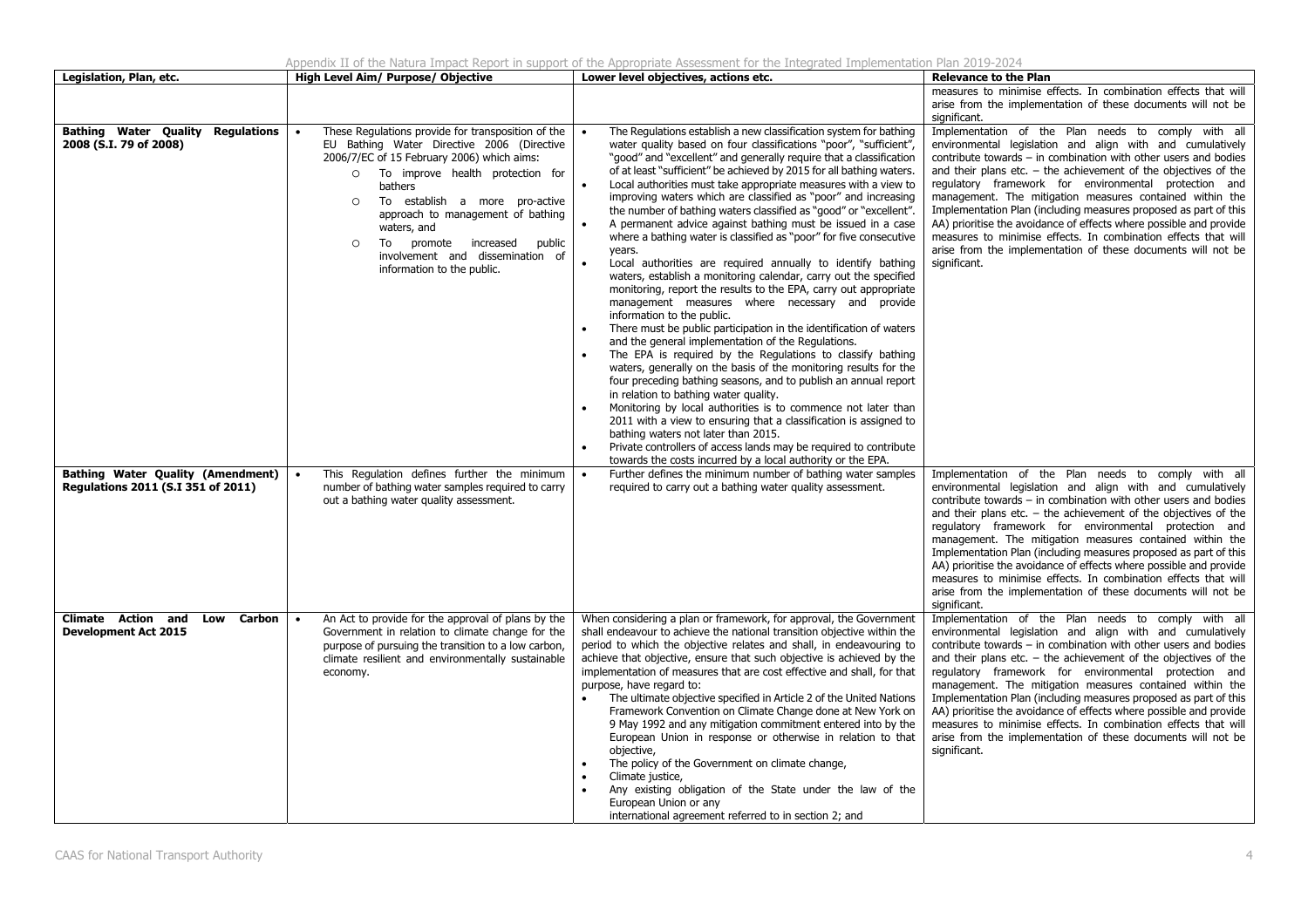| Legislation, Plan, etc. | High Level Aim/ Purpose/ Objective | Lower level objectives, actions etc. | Relevance to the Plan |
|---|---|---|---|
| | | | measures to minimise effects. In combination effects that will arise from the implementation of these documents will not be significant. |
| **Bathing Water Quality Regulations 2008 (S.I. 79 of 2008)** | • These Regulations provide for transposition of the EU Bathing Water Directive 2006 (Directive 2006/7/EC of 15 February 2006) which aims:<br>○ To improve health protection for bathers<br>○ To establish a more pro-active approach to management of bathing waters, and<br>○ To promote increased public involvement and dissemination of information to the public. | • The Regulations establish a new classification system for bathing water quality based on four classifications "poor", "sufficient", "good" and "excellent" and generally require that a classification of at least "sufficient" be achieved by 2015 for all bathing waters.<br>• Local authorities must take appropriate measures with a view to improving waters which are classified as "poor" and increasing the number of bathing waters classified as "good" or "excellent".<br>• A permanent advice against bathing must be issued in a case where a bathing water is classified as "poor" for five consecutive years.<br>• Local authorities are required annually to identify bathing waters, establish a monitoring calendar, carry out the specified monitoring, report the results to the EPA, carry out appropriate management measures where necessary and provide information to the public.<br>• There must be public participation in the identification of waters and the general implementation of the Regulations.<br>• The EPA is required by the Regulations to classify bathing waters, generally on the basis of the monitoring results for the four preceding bathing seasons, and to publish an annual report in relation to bathing water quality.<br>• Monitoring by local authorities is to commence not later than 2011 with a view to ensuring that a classification is assigned to bathing waters not later than 2015.<br>• Private controllers of access lands may be required to contribute towards the costs incurred by a local authority or the EPA. | Implementation of the Plan needs to comply with all environmental legislation and align with and cumulatively contribute towards – in combination with other users and bodies and their plans etc. – the achievement of the objectives of the regulatory framework for environmental protection and management. The mitigation measures contained within the Implementation Plan (including measures proposed as part of this AA) prioritise the avoidance of effects where possible and provide measures to minimise effects. In combination effects that will arise from the implementation of these documents will not be significant. |
| **Bathing Water Quality (Amendment) Regulations 2011 (S.I 351 of 2011)** | • This Regulation defines further the minimum number of bathing water samples required to carry out a bathing water quality assessment. | • Further defines the minimum number of bathing water samples required to carry out a bathing water quality assessment. | Implementation of the Plan needs to comply with all environmental legislation and align with and cumulatively contribute towards – in combination with other users and bodies and their plans etc. – the achievement of the objectives of the regulatory framework for environmental protection and management. The mitigation measures contained within the Implementation Plan (including measures proposed as part of this AA) prioritise the avoidance of effects where possible and provide measures to minimise effects. In combination effects that will arise from the implementation of these documents will not be significant. |
| **Climate Action and Low Carbon Development Act 2015** | • An Act to provide for the approval of plans by the Government in relation to climate change for the purpose of pursuing the transition to a low carbon, climate resilient and environmentally sustainable economy. | When considering a plan or framework, for approval, the Government shall endeavour to achieve the national transition objective within the period to which the objective relates and shall, in endeavouring to achieve that objective, ensure that such objective is achieved by the implementation of measures that are cost effective and shall, for that purpose, have regard to:<br>• The ultimate objective specified in Article 2 of the United Nations Framework Convention on Climate Change done at New York on 9 May 1992 and any mitigation commitment entered into by the European Union in response or otherwise in relation to that objective,<br>• The policy of the Government on climate change,<br>• Climate justice,<br>• Any existing obligation of the State under the law of the European Union or any international agreement referred to in section 2; and | Implementation of the Plan needs to comply with all environmental legislation and align with and cumulatively contribute towards – in combination with other users and bodies and their plans etc. – the achievement of the objectives of the regulatory framework for environmental protection and management. The mitigation measures contained within the Implementation Plan (including measures proposed as part of this AA) prioritise the avoidance of effects where possible and provide measures to minimise effects. In combination effects that will arise from the implementation of these documents will not be significant. |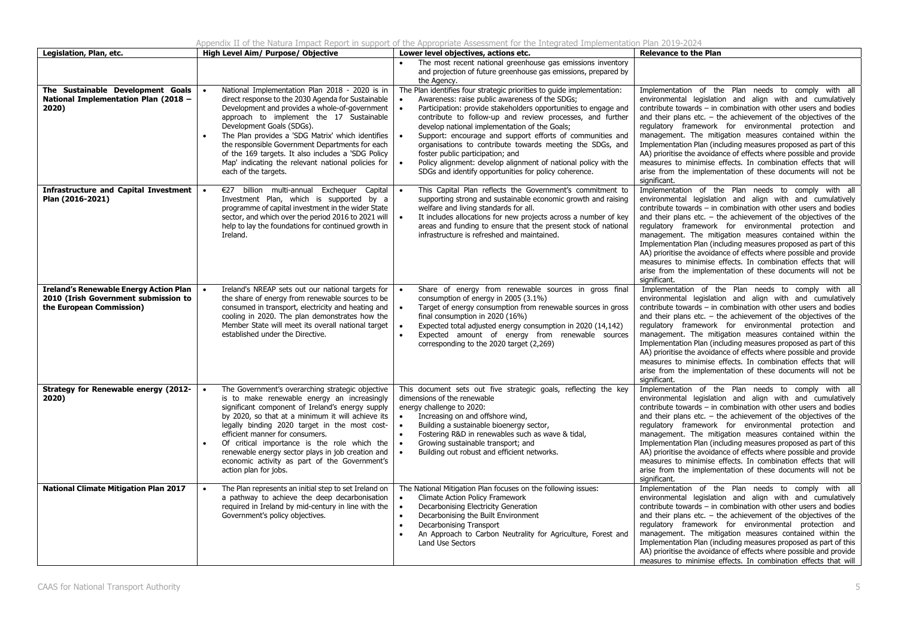| Legislation, Plan, etc. | High Level Aim/ Purpose/ Objective | Lower level objectives, actions etc. | Relevance to the Plan |
|---|---|---|---|
| | | • The most recent national greenhouse gas emissions inventory and projection of future greenhouse gas emissions, prepared by the Agency. | |
| **The Sustainable Development Goals National Implementation Plan (2018 – 2020)** | • National Implementation Plan 2018 - 2020 is in direct response to the 2030 Agenda for Sustainable Development and provides a whole-of-government approach to implement the 17 Sustainable Development Goals (SDGs).<br>• The Plan provides a 'SDG Matrix' which identifies the responsible Government Departments for each of the 169 targets. It also includes a 'SDG Policy Map' indicating the relevant national policies for each of the targets. | The Plan identifies four strategic priorities to guide implementation:<br>• Awareness: raise public awareness of the SDGs;<br>• Participation: provide stakeholders opportunities to engage and contribute to follow-up and review processes, and further develop national implementation of the Goals;<br>• Support: encourage and support efforts of communities and organisations to contribute towards meeting the SDGs, and foster public participation; and<br>• Policy alignment: develop alignment of national policy with the SDGs and identify opportunities for policy coherence. | Implementation of the Plan needs to comply with all environmental legislation and align with and cumulatively contribute towards – in combination with other users and bodies and their plans etc. – the achievement of the objectives of the regulatory framework for environmental protection and management. The mitigation measures contained within the Implementation Plan (including measures proposed as part of this AA) prioritise the avoidance of effects where possible and provide measures to minimise effects. In combination effects that will arise from the implementation of these documents will not be significant. |
| **Infrastructure and Capital Investment Plan (2016-2021)** | • €27 billion multi-annual Exchequer Capital Investment Plan, which is supported by a programme of capital investment in the wider State sector, and which over the period 2016 to 2021 will help to lay the foundations for continued growth in Ireland. | • This Capital Plan reflects the Government's commitment to supporting strong and sustainable economic growth and raising welfare and living standards for all.<br>• It includes allocations for new projects across a number of key areas and funding to ensure that the present stock of national infrastructure is refreshed and maintained. | Implementation of the Plan needs to comply with all environmental legislation and align with and cumulatively contribute towards – in combination with other users and bodies and their plans etc. – the achievement of the objectives of the regulatory framework for environmental protection and management. The mitigation measures contained within the Implementation Plan (including measures proposed as part of this AA) prioritise the avoidance of effects where possible and provide measures to minimise effects. In combination effects that will arise from the implementation of these documents will not be significant. |
| **Ireland's Renewable Energy Action Plan 2010 (Irish Government submission to the European Commission)** | • Ireland's NREAP sets out our national targets for the share of energy from renewable sources to be consumed in transport, electricity and heating and cooling in 2020. The plan demonstrates how the Member State will meet its overall national target established under the Directive. | • Share of energy from renewable sources in gross final consumption of energy in 2005 (3.1%)<br>• Target of energy consumption from renewable sources in gross final consumption in 2020 (16%)<br>• Expected total adjusted energy consumption in 2020 (14,142)<br>• Expected amount of energy from renewable sources corresponding to the 2020 target (2,269) | Implementation of the Plan needs to comply with all environmental legislation and align with and cumulatively contribute towards – in combination with other users and bodies and their plans etc. – the achievement of the objectives of the regulatory framework for environmental protection and management. The mitigation measures contained within the Implementation Plan (including measures proposed as part of this AA) prioritise the avoidance of effects where possible and provide measures to minimise effects. In combination effects that will arise from the implementation of these documents will not be significant. |
| **Strategy for Renewable energy (2012-2020)** | • The Government's overarching strategic objective is to make renewable energy an increasingly significant component of Ireland's energy supply by 2020, so that at a minimum it will achieve its legally binding 2020 target in the most cost-efficient manner for consumers.<br>• Of critical importance is the role which the renewable energy sector plays in job creation and economic activity as part of the Government's action plan for jobs. | This document sets out five strategic goals, reflecting the key dimensions of the renewable energy challenge to 2020:<br>• Increasing on and offshore wind,<br>• Building a sustainable bioenergy sector,<br>• Fostering R&D in renewables such as wave & tidal,<br>• Growing sustainable transport; and<br>• Building out robust and efficient networks. | Implementation of the Plan needs to comply with all environmental legislation and align with and cumulatively contribute towards – in combination with other users and bodies and their plans etc. – the achievement of the objectives of the regulatory framework for environmental protection and management. The mitigation measures contained within the Implementation Plan (including measures proposed as part of this AA) prioritise the avoidance of effects where possible and provide measures to minimise effects. In combination effects that will arise from the implementation of these documents will not be significant. |
| **National Climate Mitigation Plan 2017** | • The Plan represents an initial step to set Ireland on a pathway to achieve the deep decarbonisation required in Ireland by mid-century in line with the Government's policy objectives. | The National Mitigation Plan focuses on the following issues:<br>• Climate Action Policy Framework<br>• Decarbonising Electricity Generation<br>• Decarbonising the Built Environment<br>• Decarbonising Transport<br>• An Approach to Carbon Neutrality for Agriculture, Forest and Land Use Sectors | Implementation of the Plan needs to comply with all environmental legislation and align with and cumulatively contribute towards – in combination with other users and bodies and their plans etc. – the achievement of the objectives of the regulatory framework for environmental protection and management. The mitigation measures contained within the Implementation Plan (including measures proposed as part of this AA) prioritise the avoidance of effects where possible and provide measures to minimise effects. In combination effects that will |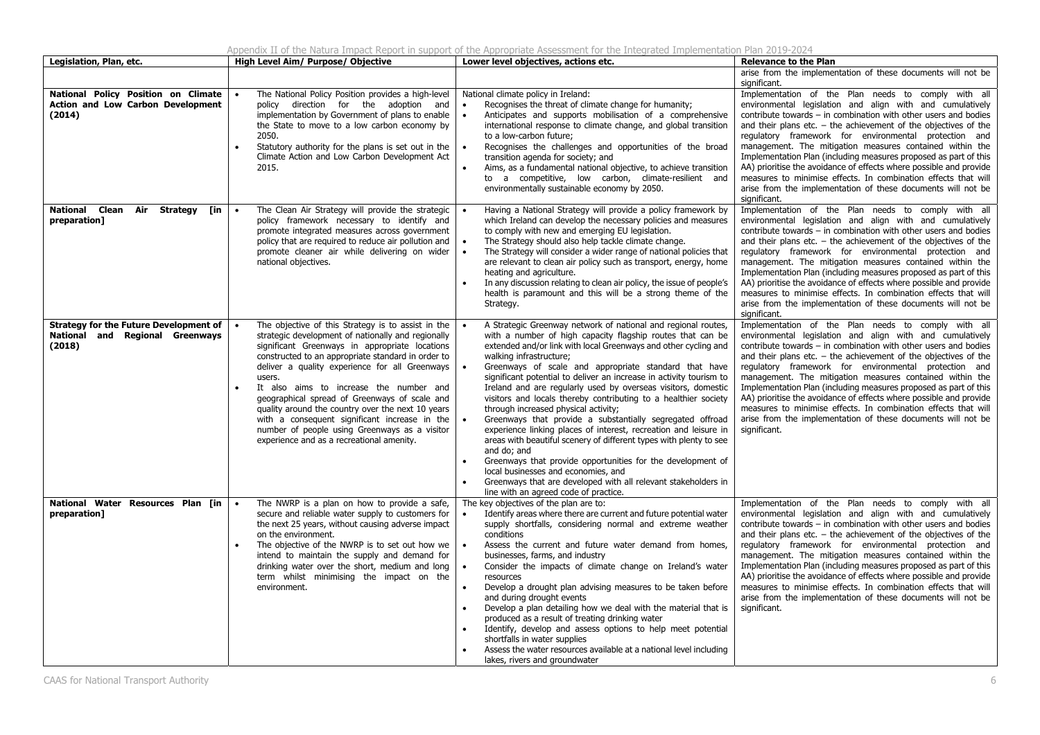| Legislation, Plan, etc. | High Level Aim/ Purpose/ Objective | Lower level objectives, actions etc. | Relevance to the Plan |
|---|---|---|---|
| | | | arise from the implementation of these documents will not be significant. |
| **National Policy Position on Climate Action and Low Carbon Development (2014)** | • The National Policy Position provides a high-level policy direction for the adoption and implementation by Government of plans to enable the State to move to a low carbon economy by 2050.<br>• Statutory authority for the plans is set out in the Climate Action and Low Carbon Development Act 2015. | National climate policy in Ireland:<br>• Recognises the threat of climate change for humanity;<br>• Anticipates and supports mobilisation of a comprehensive international response to climate change, and global transition to a low-carbon future;<br>• Recognises the challenges and opportunities of the broad transition agenda for society; and<br>• Aims, as a fundamental national objective, to achieve transition to a competitive, low carbon, climate-resilient and environmentally sustainable economy by 2050. | Implementation of the Plan needs to comply with all environmental legislation and align with and cumulatively contribute towards – in combination with other users and bodies and their plans etc. – the achievement of the objectives of the regulatory framework for environmental protection and management. The mitigation measures contained within the Implementation Plan (including measures proposed as part of this AA) prioritise the avoidance of effects where possible and provide measures to minimise effects. In combination effects that will arise from the implementation of these documents will not be significant. |
| **National Clean Air Strategy [in preparation]** | • The Clean Air Strategy will provide the strategic policy framework necessary to identify and promote integrated measures across government policy that are required to reduce air pollution and promote cleaner air while delivering on wider national objectives. | • Having a National Strategy will provide a policy framework by which Ireland can develop the necessary policies and measures to comply with new and emerging EU legislation.<br>• The Strategy should also help tackle climate change.<br>• The Strategy will consider a wider range of national policies that are relevant to clean air policy such as transport, energy, home heating and agriculture.<br>• In any discussion relating to clean air policy, the issue of people's health is paramount and this will be a strong theme of the Strategy. | Implementation of the Plan needs to comply with all environmental legislation and align with and cumulatively contribute towards – in combination with other users and bodies and their plans etc. – the achievement of the objectives of the regulatory framework for environmental protection and management. The mitigation measures contained within the Implementation Plan (including measures proposed as part of this AA) prioritise the avoidance of effects where possible and provide measures to minimise effects. In combination effects that will arise from the implementation of these documents will not be significant. |
| **Strategy for the Future Development of National and Regional Greenways (2018)** | • The objective of this Strategy is to assist in the strategic development of nationally and regionally significant Greenways in appropriate locations constructed to an appropriate standard in order to deliver a quality experience for all Greenways users.<br>• It also aims to increase the number and geographical spread of Greenways of scale and quality around the country over the next 10 years with a consequent significant increase in the number of people using Greenways as a visitor experience and as a recreational amenity. | • A Strategic Greenway network of national and regional routes, with a number of high capacity flagship routes that can be extended and/or link with local Greenways and other cycling and walking infrastructure;<br>• Greenways of scale and appropriate standard that have significant potential to deliver an increase in activity tourism to Ireland and are regularly used by overseas visitors, domestic visitors and locals thereby contributing to a healthier society through increased physical activity;<br>• Greenways that provide a substantially segregated offroad experience linking places of interest, recreation and leisure in areas with beautiful scenery of different types with plenty to see and do; and<br>• Greenways that provide opportunities for the development of local businesses and economies, and<br>• Greenways that are developed with all relevant stakeholders in line with an agreed code of practice. | Implementation of the Plan needs to comply with all environmental legislation and align with and cumulatively contribute towards – in combination with other users and bodies and their plans etc. – the achievement of the objectives of the regulatory framework for environmental protection and management. The mitigation measures contained within the Implementation Plan (including measures proposed as part of this AA) prioritise the avoidance of effects where possible and provide measures to minimise effects. In combination effects that will arise from the implementation of these documents will not be significant. |
| **National Water Resources Plan [in preparation]** | • The NWRP is a plan on how to provide a safe, secure and reliable water supply to customers for the next 25 years, without causing adverse impact on the environment.<br>• The objective of the NWRP is to set out how we intend to maintain the supply and demand for drinking water over the short, medium and long term whilst minimising the impact on the environment. | The key objectives of the plan are to:<br>• Identify areas where there are current and future potential water supply shortfalls, considering normal and extreme weather conditions<br>• Assess the current and future water demand from homes, businesses, farms, and industry<br>• Consider the impacts of climate change on Ireland's water resources<br>• Develop a drought plan advising measures to be taken before and during drought events<br>• Develop a plan detailing how we deal with the material that is produced as a result of treating drinking water<br>• Identify, develop and assess options to help meet potential shortfalls in water supplies<br>• Assess the water resources available at a national level including lakes, rivers and groundwater | Implementation of the Plan needs to comply with all environmental legislation and align with and cumulatively contribute towards – in combination with other users and bodies and their plans etc. – the achievement of the objectives of the regulatory framework for environmental protection and management. The mitigation measures contained within the Implementation Plan (including measures proposed as part of this AA) prioritise the avoidance of effects where possible and provide measures to minimise effects. In combination effects that will arise from the implementation of these documents will not be significant. |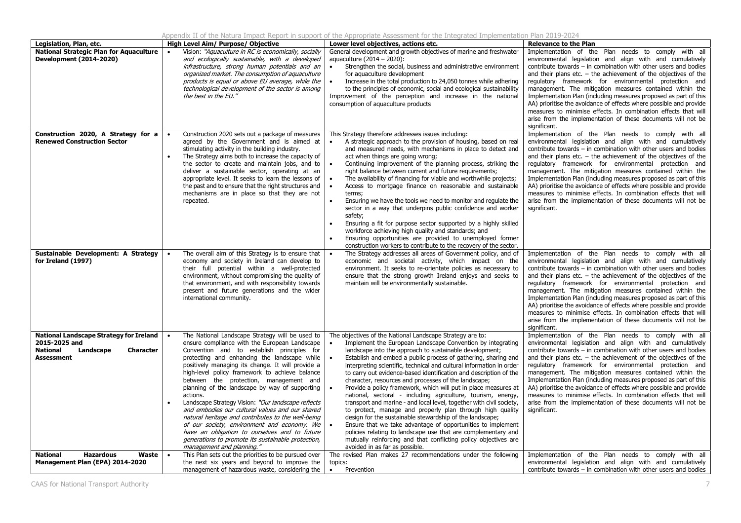| Legislation, Plan, etc. | High Level Aim/ Purpose/ Objective | Lower level objectives, actions etc. | Relevance to the Plan |
|---|---|---|---|
| **National Strategic Plan for Aquaculture Development (2014-2020)** | • Vision: *"Aquaculture in RC is economically, socially and ecologically sustainable, with a developed infrastructure, strong human potentials and an organized market. The consumption of aquaculture products is equal or above EU average, while the technological development of the sector is among the best in the EU."* | General development and growth objectives of marine and freshwater aquaculture (2014 – 2020): <br>• Strengthen the social, business and administrative environment for aquaculture development <br>• Increase in the total production to 24,050 tonnes while adhering to the principles of economic, social and ecological sustainability <br>Improvement of the perception and increase in the national consumption of aquaculture products | Implementation of the Plan needs to comply with all environmental legislation and align with and cumulatively contribute towards – in combination with other users and bodies and their plans etc. – the achievement of the objectives of the regulatory framework for environmental protection and management. The mitigation measures contained within the Implementation Plan (including measures proposed as part of this AA) prioritise the avoidance of effects where possible and provide measures to minimise effects. In combination effects that will arise from the implementation of these documents will not be significant. |
| **Construction 2020, A Strategy for a Renewed Construction Sector** | • Construction 2020 sets out a package of measures agreed by the Government and is aimed at stimulating activity in the building industry. <br>• The Strategy aims both to increase the capacity of the sector to create and maintain jobs, and to deliver a sustainable sector, operating at an appropriate level. It seeks to learn the lessons of the past and to ensure that the right structures and mechanisms are in place so that they are not repeated. | This Strategy therefore addresses issues including: <br>• A strategic approach to the provision of housing, based on real and measured needs, with mechanisms in place to detect and act when things are going wrong; <br>• Continuing improvement of the planning process, striking the right balance between current and future requirements; <br>• The availability of financing for viable and worthwhile projects; <br>• Access to mortgage finance on reasonable and sustainable terms; <br>• Ensuring we have the tools we need to monitor and regulate the sector in a way that underpins public confidence and worker safety; <br>• Ensuring a fit for purpose sector supported by a highly skilled workforce achieving high quality and standards; and <br>• Ensuring opportunities are provided to unemployed former construction workers to contribute to the recovery of the sector. | Implementation of the Plan needs to comply with all environmental legislation and align with and cumulatively contribute towards – in combination with other users and bodies and their plans etc. – the achievement of the objectives of the regulatory framework for environmental protection and management. The mitigation measures contained within the Implementation Plan (including measures proposed as part of this AA) prioritise the avoidance of effects where possible and provide measures to minimise effects. In combination effects that will arise from the implementation of these documents will not be significant. |
| **Sustainable Development: A Strategy for Ireland (1997)** | • The overall aim of this Strategy is to ensure that economy and society in Ireland can develop to their full potential within a well-protected environment, without compromising the quality of that environment, and with responsibility towards present and future generations and the wider international community. | • The Strategy addresses all areas of Government policy, and of economic and societal activity, which impact on the environment. It seeks to re-orientate policies as necessary to ensure that the strong growth Ireland enjoys and seeks to maintain will be environmentally sustainable. | Implementation of the Plan needs to comply with all environmental legislation and align with and cumulatively contribute towards – in combination with other users and bodies and their plans etc. – the achievement of the objectives of the regulatory framework for environmental protection and management. The mitigation measures contained within the Implementation Plan (including measures proposed as part of this AA) prioritise the avoidance of effects where possible and provide measures to minimise effects. In combination effects that will arise from the implementation of these documents will not be significant. |
| **National Landscape Strategy for Ireland 2015-2025 and National Landscape Character Assessment** | • The National Landscape Strategy will be used to ensure compliance with the European Landscape Convention and to establish principles for protecting and enhancing the landscape while positively managing its change. It will provide a high-level policy framework to achieve balance between the protection, management and planning of the landscape by way of supporting actions. <br>• Landscape Strategy Vision: *"Our landscape reflects and embodies our cultural values and our shared natural heritage and contributes to the well-being of our society, environment and economy. We have an obligation to ourselves and to future generations to promote its sustainable protection, management and planning."* | The objectives of the National Landscape Strategy are to: <br>• Implement the European Landscape Convention by integrating landscape into the approach to sustainable development; <br>• Establish and embed a public process of gathering, sharing and interpreting scientific, technical and cultural information in order to carry out evidence-based identification and description of the character, resources and processes of the landscape; <br>• Provide a policy framework, which will put in place measures at national, sectoral - including agriculture, tourism, energy, transport and marine - and local level, together with civil society, to protect, manage and properly plan through high quality design for the sustainable stewardship of the landscape; <br>• Ensure that we take advantage of opportunities to implement policies relating to landscape use that are complementary and mutually reinforcing and that conflicting policy objectives are avoided in as far as possible. | Implementation of the Plan needs to comply with all environmental legislation and align with and cumulatively contribute towards – in combination with other users and bodies and their plans etc. – the achievement of the objectives of the regulatory framework for environmental protection and management. The mitigation measures contained within the Implementation Plan (including measures proposed as part of this AA) prioritise the avoidance of effects where possible and provide measures to minimise effects. In combination effects that will arise from the implementation of these documents will not be significant. |
| **National Hazardous Waste Management Plan (EPA) 2014-2020** | • This Plan sets out the priorities to be pursued over the next six years and beyond to improve the management of hazardous waste, considering the | The revised Plan makes 27 recommendations under the following topics: <br>• Prevention | Implementation of the Plan needs to comply with all environmental legislation and align with and cumulatively contribute towards – in combination with other users and bodies |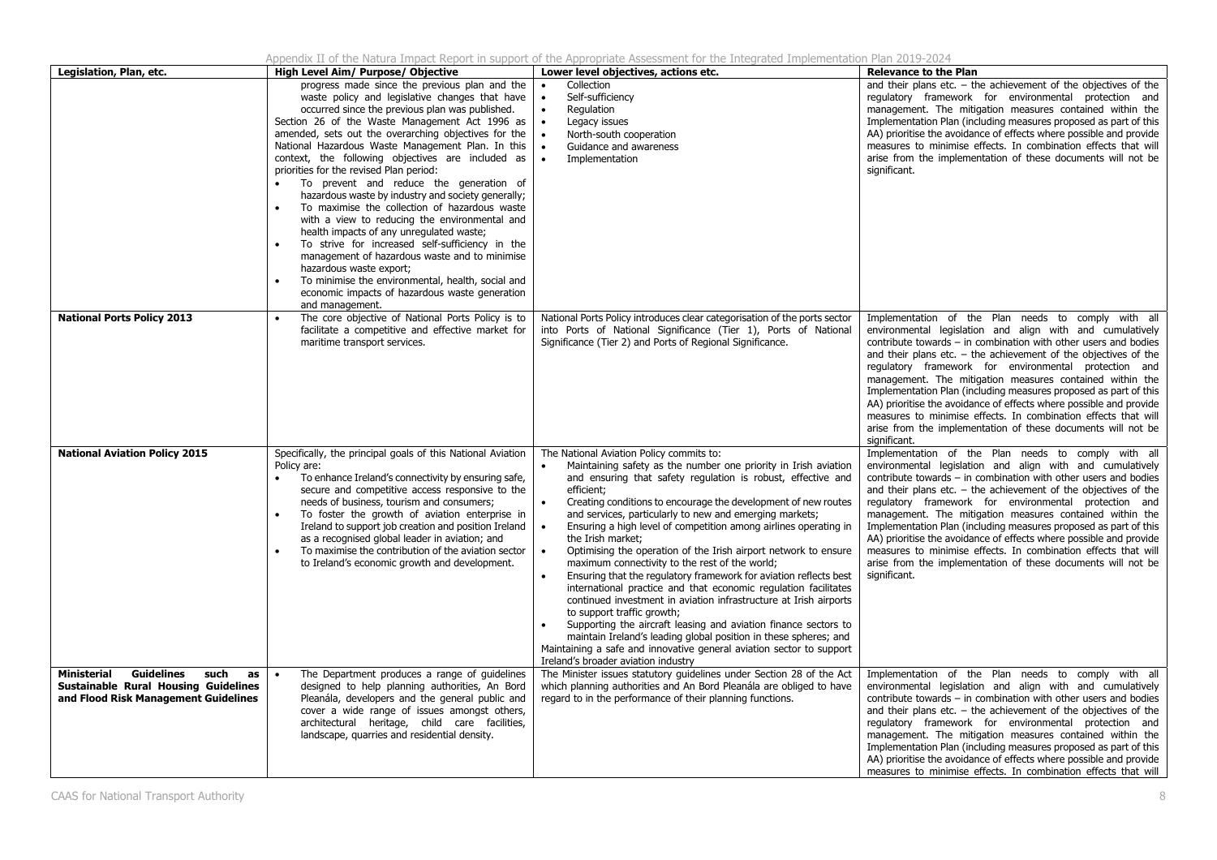| Legislation, Plan, etc. | High Level Aim/ Purpose/ Objective | Lower level objectives, actions etc. | Relevance to the Plan |
|---|---|---|---|
| | progress made since the previous plan and the waste policy and legislative changes that have occurred since the previous plan was published. Section 26 of the Waste Management Act 1996 as amended, sets out the overarching objectives for the National Hazardous Waste Management Plan. In this context, the following objectives are included as priorities for the revised Plan period: <br>• To prevent and reduce the generation of hazardous waste by industry and society generally; <br>• To maximise the collection of hazardous waste with a view to reducing the environmental and health impacts of any unregulated waste; <br>• To strive for increased self-sufficiency in the management of hazardous waste and to minimise hazardous waste export; <br>• To minimise the environmental, health, social and economic impacts of hazardous waste generation and management. | • Collection <br>• Self-sufficiency <br>• Regulation <br>• Legacy issues <br>• North-south cooperation <br>• Guidance and awareness <br>• Implementation | and their plans etc. – the achievement of the objectives of the regulatory framework for environmental protection and management. The mitigation measures contained within the Implementation Plan (including measures proposed as part of this AA) prioritise the avoidance of effects where possible and provide measures to minimise effects. In combination effects that will arise from the implementation of these documents will not be significant. |
| **National Ports Policy 2013** | • The core objective of National Ports Policy is to facilitate a competitive and effective market for maritime transport services. | National Ports Policy introduces clear categorisation of the ports sector into Ports of National Significance (Tier 1), Ports of National Significance (Tier 2) and Ports of Regional Significance. | Implementation of the Plan needs to comply with all environmental legislation and align with and cumulatively contribute towards – in combination with other users and bodies and their plans etc. – the achievement of the objectives of the regulatory framework for environmental protection and management. The mitigation measures contained within the Implementation Plan (including measures proposed as part of this AA) prioritise the avoidance of effects where possible and provide measures to minimise effects. In combination effects that will arise from the implementation of these documents will not be significant. |
| **National Aviation Policy 2015** | Specifically, the principal goals of this National Aviation Policy are: <br>• To enhance Ireland's connectivity by ensuring safe, secure and competitive access responsive to the needs of business, tourism and consumers; <br>• To foster the growth of aviation enterprise in Ireland to support job creation and position Ireland as a recognised global leader in aviation; and <br>• To maximise the contribution of the aviation sector to Ireland's economic growth and development. | The National Aviation Policy commits to: <br>• Maintaining safety as the number one priority in Irish aviation and ensuring that safety regulation is robust, effective and efficient; <br>• Creating conditions to encourage the development of new routes and services, particularly to new and emerging markets; <br>• Ensuring a high level of competition among airlines operating in the Irish market; <br>• Optimising the operation of the Irish airport network to ensure maximum connectivity to the rest of the world; <br>• Ensuring that the regulatory framework for aviation reflects best international practice and that economic regulation facilitates continued investment in aviation infrastructure at Irish airports to support traffic growth; <br>• Supporting the aircraft leasing and aviation finance sectors to maintain Ireland's leading global position in these spheres; and <br>Maintaining a safe and innovative general aviation sector to support Ireland's broader aviation industry | Implementation of the Plan needs to comply with all environmental legislation and align with and cumulatively contribute towards – in combination with other users and bodies and their plans etc. – the achievement of the objectives of the regulatory framework for environmental protection and management. The mitigation measures contained within the Implementation Plan (including measures proposed as part of this AA) prioritise the avoidance of effects where possible and provide measures to minimise effects. In combination effects that will arise from the implementation of these documents will not be significant. |
| **Ministerial Guidelines such as Sustainable Rural Housing Guidelines and Flood Risk Management Guidelines** | • The Department produces a range of guidelines designed to help planning authorities, An Bord Pleanála, developers and the general public and cover a wide range of issues amongst others, architectural heritage, child care facilities, landscape, quarries and residential density. | The Minister issues statutory guidelines under Section 28 of the Act which planning authorities and An Bord Pleanála are obliged to have regard to in the performance of their planning functions. | Implementation of the Plan needs to comply with all environmental legislation and align with and cumulatively contribute towards – in combination with other users and bodies and their plans etc. – the achievement of the objectives of the regulatory framework for environmental protection and management. The mitigation measures contained within the Implementation Plan (including measures proposed as part of this AA) prioritise the avoidance of effects where possible and provide measures to minimise effects. In combination effects that will |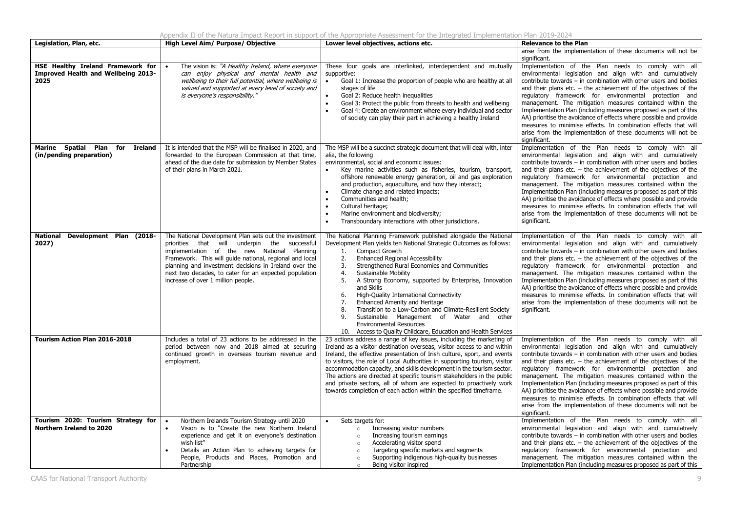| Legislation, Plan, etc. | High Level Aim/ Purpose/ Objective | Lower level objectives, actions etc. | Relevance to the Plan |
|---|---|---|---|
| | | | arise from the implementation of these documents will not be significant. |
| **HSE Healthy Ireland Framework for Improved Health and Wellbeing 2013-2025** | • The vision is: *"A Healthy Ireland, where everyone can enjoy physical and mental health and wellbeing to their full potential, where wellbeing is valued and supported at every level of society and is everyone's responsibility."* | These four goals are interlinked, interdependent and mutually supportive:<br>• Goal 1: Increase the proportion of people who are healthy at all stages of life<br>• Goal 2: Reduce health inequalities<br>• Goal 3: Protect the public from threats to health and wellbeing<br>• Goal 4: Create an environment where every individual and sector of society can play their part in achieving a healthy Ireland | Implementation of the Plan needs to comply with all environmental legislation and align with and cumulatively contribute towards – in combination with other users and bodies and their plans etc. – the achievement of the objectives of the regulatory framework for environmental protection and management. The mitigation measures contained within the Implementation Plan (including measures proposed as part of this AA) prioritise the avoidance of effects where possible and provide measures to minimise effects. In combination effects that will arise from the implementation of these documents will not be significant. |
| **Marine Spatial Plan for Ireland (in/pending preparation)** | It is intended that the MSP will be finalised in 2020, and forwarded to the European Commission at that time, ahead of the due date for submission by Member States of their plans in March 2021. | The MSP will be a succinct strategic document that will deal with, inter alia, the following environmental, social and economic issues:<br>• Key marine activities such as fisheries, tourism, transport, offshore renewable energy generation, oil and gas exploration and production, aquaculture, and how they interact;<br>• Climate change and related impacts;<br>• Communities and health;<br>• Cultural heritage;<br>• Marine environment and biodiversity;<br>• Transboundary interactions with other jurisdictions. | Implementation of the Plan needs to comply with all environmental legislation and align with and cumulatively contribute towards – in combination with other users and bodies and their plans etc. – the achievement of the objectives of the regulatory framework for environmental protection and management. The mitigation measures contained within the Implementation Plan (including measures proposed as part of this AA) prioritise the avoidance of effects where possible and provide measures to minimise effects. In combination effects that will arise from the implementation of these documents will not be significant. |
| **National Development Plan (2018-2027)** | The National Development Plan sets out the investment priorities that will underpin the successful implementation of the new National Planning Framework. This will guide national, regional and local planning and investment decisions in Ireland over the next two decades, to cater for an expected population increase of over 1 million people. | The National Planning Framework published alongside the National Development Plan yields ten National Strategic Outcomes as follows:<br>1. Compact Growth<br>2. Enhanced Regional Accessibility<br>3. Strengthened Rural Economies and Communities<br>4. Sustainable Mobility<br>5. A Strong Economy, supported by Enterprise, Innovation and Skills<br>6. High-Quality International Connectivity<br>7. Enhanced Amenity and Heritage<br>8. Transition to a Low-Carbon and Climate-Resilient Society<br>9. Sustainable Management of Water and other Environmental Resources<br>10. Access to Quality Childcare, Education and Health Services | Implementation of the Plan needs to comply with all environmental legislation and align with and cumulatively contribute towards – in combination with other users and bodies and their plans etc. – the achievement of the objectives of the regulatory framework for environmental protection and management. The mitigation measures contained within the Implementation Plan (including measures proposed as part of this AA) prioritise the avoidance of effects where possible and provide measures to minimise effects. In combination effects that will arise from the implementation of these documents will not be significant. |
| **Tourism Action Plan 2016-2018** | Includes a total of 23 actions to be addressed in the period between now and 2018 aimed at securing continued growth in overseas tourism revenue and employment. | 23 actions address a range of key issues, including the marketing of Ireland as a visitor destination overseas, visitor access to and within Ireland, the effective presentation of Irish culture, sport, and events to visitors, the role of Local Authorities in supporting tourism, visitor accommodation capacity, and skills development in the tourism sector. The actions are directed at specific tourism stakeholders in the public and private sectors, all of whom are expected to proactively work towards completion of each action within the specified timeframe. | Implementation of the Plan needs to comply with all environmental legislation and align with and cumulatively contribute towards – in combination with other users and bodies and their plans etc. – the achievement of the objectives of the regulatory framework for environmental protection and management. The mitigation measures contained within the Implementation Plan (including measures proposed as part of this AA) prioritise the avoidance of effects where possible and provide measures to minimise effects. In combination effects that will arise from the implementation of these documents will not be significant. |
| **Tourism 2020: Tourism Strategy for Northern Ireland to 2020** | • Northern Irelands Tourism Strategy until 2020<br>• Vision is to "Create the new Northern Ireland experience and get it on everyone's destination wish list"<br>• Details an Action Plan to achieving targets for People, Products and Places, Promotion and Partnership | • Sets targets for:<br>  ○ Increasing visitor numbers<br>  ○ Increasing tourism earnings<br>  ○ Accelerating visitor spend<br>  ○ Targeting specific markets and segments<br>  ○ Supporting indigenous high-quality businesses<br>  ○ Being visitor inspired | Implementation of the Plan needs to comply with all environmental legislation and align with and cumulatively contribute towards – in combination with other users and bodies and their plans etc. – the achievement of the objectives of the regulatory framework for environmental protection and management. The mitigation measures contained within the Implementation Plan (including measures proposed as part of this |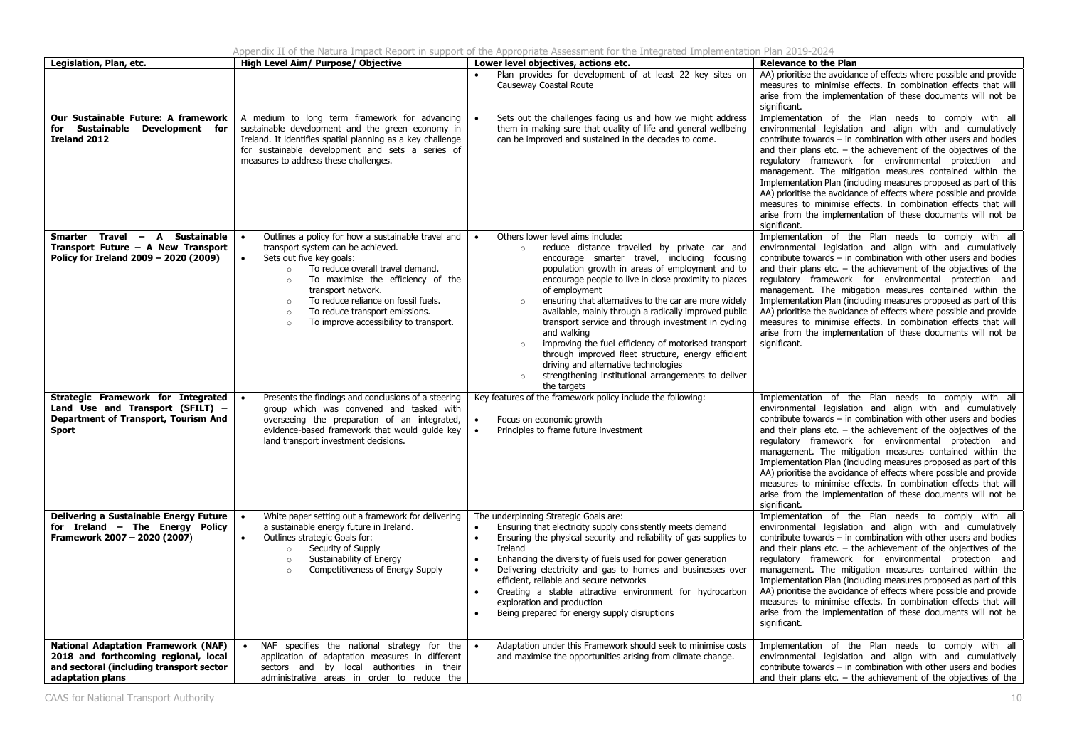| Legislation, Plan, etc. | High Level Aim/ Purpose/ Objective | Lower level objectives, actions etc. | Relevance to the Plan |
|---|---|---|---|
| | | • Plan provides for development of at least 22 key sites on Causeway Coastal Route | AA) prioritise the avoidance of effects where possible and provide measures to minimise effects. In combination effects that will arise from the implementation of these documents will not be significant. |
| **Our Sustainable Future: A framework for Sustainable Development for Ireland 2012** | A medium to long term framework for advancing sustainable development and the green economy in Ireland. It identifies spatial planning as a key challenge for sustainable development and sets a series of measures to address these challenges. | • Sets out the challenges facing us and how we might address them in making sure that quality of life and general wellbeing can be improved and sustained in the decades to come. | Implementation of the Plan needs to comply with all environmental legislation and align with and cumulatively contribute towards – in combination with other users and bodies and their plans etc. – the achievement of the objectives of the regulatory framework for environmental protection and management. The mitigation measures contained within the Implementation Plan (including measures proposed as part of this AA) prioritise the avoidance of effects where possible and provide measures to minimise effects. In combination effects that will arise from the implementation of these documents will not be significant. |
| **Smarter Travel – A Sustainable Transport Future – A New Transport Policy for Ireland 2009 – 2020 (2009)** | • Outlines a policy for how a sustainable travel and transport system can be achieved.<br>• Sets out five key goals:<br>  ○ To reduce overall travel demand.<br>  ○ To maximise the efficiency of the transport network.<br>  ○ To reduce reliance on fossil fuels.<br>  ○ To reduce transport emissions.<br>  ○ To improve accessibility to transport. | • Others lower level aims include:<br>  ○ reduce distance travelled by private car and encourage smarter travel, including focusing population growth in areas of employment and to encourage people to live in close proximity to places of employment<br>  ○ ensuring that alternatives to the car are more widely available, mainly through a radically improved public transport service and through investment in cycling and walking<br>  ○ improving the fuel efficiency of motorised transport through improved fleet structure, energy efficient driving and alternative technologies<br>  ○ strengthening institutional arrangements to deliver the targets | Implementation of the Plan needs to comply with all environmental legislation and align with and cumulatively contribute towards – in combination with other users and bodies and their plans etc. – the achievement of the objectives of the regulatory framework for environmental protection and management. The mitigation measures contained within the Implementation Plan (including measures proposed as part of this AA) prioritise the avoidance of effects where possible and provide measures to minimise effects. In combination effects that will arise from the implementation of these documents will not be significant. |
| **Strategic Framework for Integrated Land Use and Transport (SFILT) – Department of Transport, Tourism And Sport** | • Presents the findings and conclusions of a steering group which was convened and tasked with overseeing the preparation of an integrated, evidence-based framework that would guide key land transport investment decisions. | Key features of the framework policy include the following:<br>• Focus on economic growth<br>• Principles to frame future investment | Implementation of the Plan needs to comply with all environmental legislation and align with and cumulatively contribute towards – in combination with other users and bodies and their plans etc. – the achievement of the objectives of the regulatory framework for environmental protection and management. The mitigation measures contained within the Implementation Plan (including measures proposed as part of this AA) prioritise the avoidance of effects where possible and provide measures to minimise effects. In combination effects that will arise from the implementation of these documents will not be significant. |
| **Delivering a Sustainable Energy Future for Ireland – The Energy Policy Framework 2007 – 2020 (2007)** | • White paper setting out a framework for delivering a sustainable energy future in Ireland.<br>• Outlines strategic Goals for:<br>  ○ Security of Supply<br>  ○ Sustainability of Energy<br>  ○ Competitiveness of Energy Supply | The underpinning Strategic Goals are:<br>• Ensuring that electricity supply consistently meets demand<br>• Ensuring the physical security and reliability of gas supplies to Ireland<br>• Enhancing the diversity of fuels used for power generation<br>• Delivering electricity and gas to homes and businesses over efficient, reliable and secure networks<br>• Creating a stable attractive environment for hydrocarbon exploration and production<br>• Being prepared for energy supply disruptions | Implementation of the Plan needs to comply with all environmental legislation and align with and cumulatively contribute towards – in combination with other users and bodies and their plans etc. – the achievement of the objectives of the regulatory framework for environmental protection and management. The mitigation measures contained within the Implementation Plan (including measures proposed as part of this AA) prioritise the avoidance of effects where possible and provide measures to minimise effects. In combination effects that will arise from the implementation of these documents will not be significant. |
| **National Adaptation Framework (NAF) 2018 and forthcoming regional, local and sectoral (including transport sector adaptation plans** | • NAF specifies the national strategy for the application of adaptation measures in different sectors and by local authorities in their administrative areas in order to reduce the | • Adaptation under this Framework should seek to minimise costs and maximise the opportunities arising from climate change. | Implementation of the Plan needs to comply with all environmental legislation and align with and cumulatively contribute towards – in combination with other users and bodies and their plans etc. – the achievement of the objectives of the |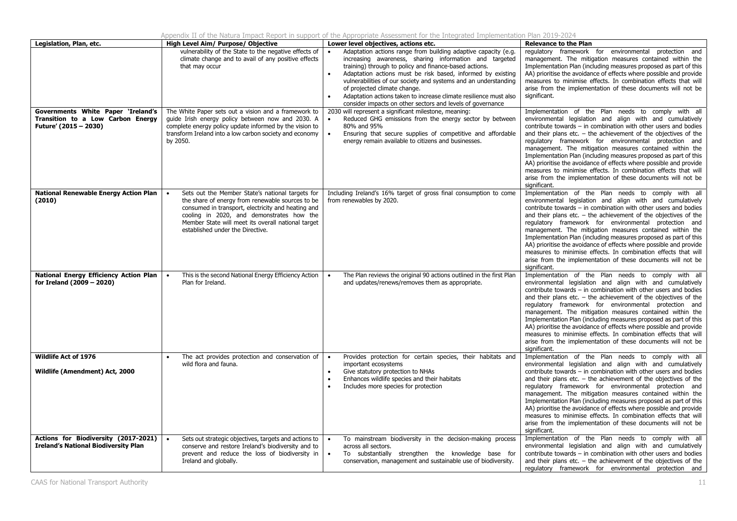| Legislation, Plan, etc. | High Level Aim/ Purpose/ Objective | Lower level objectives, actions etc. | Relevance to the Plan |
|---|---|---|---|
| | vulnerability of the State to the negative effects of climate change and to avail of any positive effects that may occur | • Adaptation actions range from building adaptive capacity (e.g. increasing awareness, sharing information and targeted training) through to policy and finance-based actions.<br>• Adaptation actions must be risk based, informed by existing vulnerabilities of our society and systems and an understanding of projected climate change.<br>• Adaptation actions taken to increase climate resilience must also consider impacts on other sectors and levels of governance | regulatory framework for environmental protection and management. The mitigation measures contained within the Implementation Plan (including measures proposed as part of this AA) prioritise the avoidance of effects where possible and provide measures to minimise effects. In combination effects that will arise from the implementation of these documents will not be significant. |
| **Governments White Paper 'Ireland's Transition to a Low Carbon Energy Future' (2015 – 2030)** | The White Paper sets out a vision and a framework to guide Irish energy policy between now and 2030. A complete energy policy update informed by the vision to transform Ireland into a low carbon society and economy by 2050. | 2030 will represent a significant milestone, meaning:<br>• Reduced GHG emissions from the energy sector by between 80% and 95%<br>• Ensuring that secure supplies of competitive and affordable energy remain available to citizens and businesses. | Implementation of the Plan needs to comply with all environmental legislation and align with and cumulatively contribute towards – in combination with other users and bodies and their plans etc. – the achievement of the objectives of the regulatory framework for environmental protection and management. The mitigation measures contained within the Implementation Plan (including measures proposed as part of this AA) prioritise the avoidance of effects where possible and provide measures to minimise effects. In combination effects that will arise from the implementation of these documents will not be significant. |
| **National Renewable Energy Action Plan (2010)** | • Sets out the Member State's national targets for the share of energy from renewable sources to be consumed in transport, electricity and heating and cooling in 2020, and demonstrates how the Member State will meet its overall national target established under the Directive. | Including Ireland's 16% target of gross final consumption to come from renewables by 2020. | Implementation of the Plan needs to comply with all environmental legislation and align with and cumulatively contribute towards – in combination with other users and bodies and their plans etc. – the achievement of the objectives of the regulatory framework for environmental protection and management. The mitigation measures contained within the Implementation Plan (including measures proposed as part of this AA) prioritise the avoidance of effects where possible and provide measures to minimise effects. In combination effects that will arise from the implementation of these documents will not be significant. |
| **National Energy Efficiency Action Plan for Ireland (2009 – 2020)** | • This is the second National Energy Efficiency Action Plan for Ireland. | • The Plan reviews the original 90 actions outlined in the first Plan and updates/renews/removes them as appropriate. | Implementation of the Plan needs to comply with all environmental legislation and align with and cumulatively contribute towards – in combination with other users and bodies and their plans etc. – the achievement of the objectives of the regulatory framework for environmental protection and management. The mitigation measures contained within the Implementation Plan (including measures proposed as part of this AA) prioritise the avoidance of effects where possible and provide measures to minimise effects. In combination effects that will arise from the implementation of these documents will not be significant. |
| **Wildlife Act of 1976**<br><br>**Wildlife (Amendment) Act, 2000** | • The act provides protection and conservation of wild flora and fauna. | • Provides protection for certain species, their habitats and important ecosystems<br>• Give statutory protection to NHAs<br>• Enhances wildlife species and their habitats<br>• Includes more species for protection | Implementation of the Plan needs to comply with all environmental legislation and align with and cumulatively contribute towards – in combination with other users and bodies and their plans etc. – the achievement of the objectives of the regulatory framework for environmental protection and management. The mitigation measures contained within the Implementation Plan (including measures proposed as part of this AA) prioritise the avoidance of effects where possible and provide measures to minimise effects. In combination effects that will arise from the implementation of these documents will not be significant. |
| **Actions for Biodiversity (2017-2021) Ireland's National Biodiversity Plan** | • Sets out strategic objectives, targets and actions to conserve and restore Ireland's biodiversity and to prevent and reduce the loss of biodiversity in Ireland and globally. | • To mainstream biodiversity in the decision-making process across all sectors.<br>• To substantially strengthen the knowledge base for conservation, management and sustainable use of biodiversity. | Implementation of the Plan needs to comply with all environmental legislation and align with and cumulatively contribute towards – in combination with other users and bodies and their plans etc. – the achievement of the objectives of the regulatory framework for environmental protection and |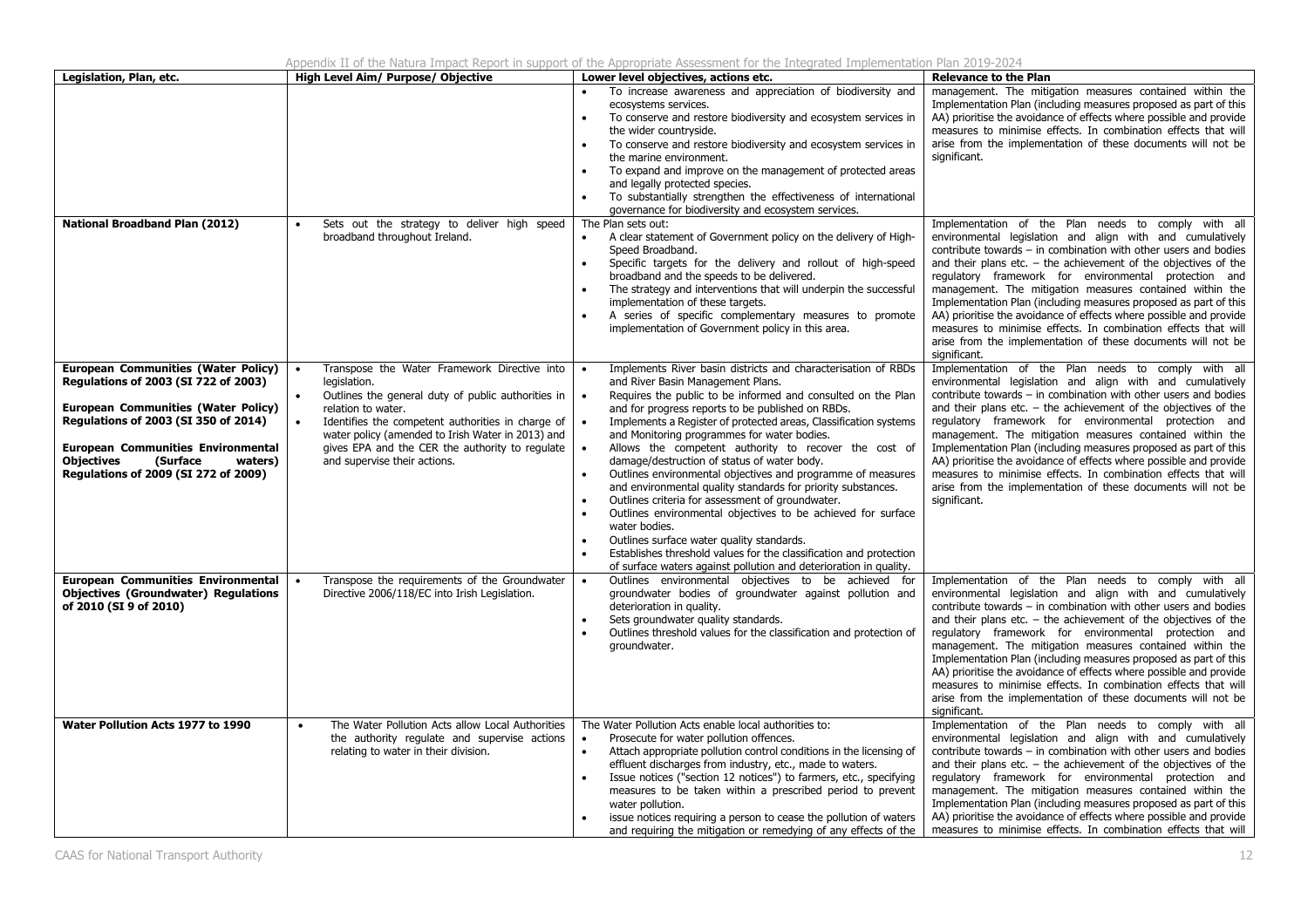| Legislation, Plan, etc. | High Level Aim/ Purpose/ Objective | Lower level objectives, actions etc. | Relevance to the Plan |
|---|---|---|---|
| | | • To increase awareness and appreciation of biodiversity and ecosystems services.<br>• To conserve and restore biodiversity and ecosystem services in the wider countryside.<br>• To conserve and restore biodiversity and ecosystem services in the marine environment.<br>• To expand and improve on the management of protected areas and legally protected species.<br>• To substantially strengthen the effectiveness of international governance for biodiversity and ecosystem services. | management. The mitigation measures contained within the Implementation Plan (including measures proposed as part of this AA) prioritise the avoidance of effects where possible and provide measures to minimise effects. In combination effects that will arise from the implementation of these documents will not be significant. |
| **National Broadband Plan (2012)** | • Sets out the strategy to deliver high speed broadband throughout Ireland. | The Plan sets out:<br>• A clear statement of Government policy on the delivery of High-Speed Broadband.<br>• Specific targets for the delivery and rollout of high-speed broadband and the speeds to be delivered.<br>• The strategy and interventions that will underpin the successful implementation of these targets.<br>• A series of specific complementary measures to promote implementation of Government policy in this area. | Implementation of the Plan needs to comply with all environmental legislation and align with and cumulatively contribute towards – in combination with other users and bodies and their plans etc. – the achievement of the objectives of the regulatory framework for environmental protection and management. The mitigation measures contained within the Implementation Plan (including measures proposed as part of this AA) prioritise the avoidance of effects where possible and provide measures to minimise effects. In combination effects that will arise from the implementation of these documents will not be significant. |
| **European Communities (Water Policy) Regulations of 2003 (SI 722 of 2003)**<br><br>**European Communities (Water Policy) Regulations of 2003 (SI 350 of 2014)**<br><br>**European Communities Environmental Objectives (Surface waters) Regulations of 2009 (SI 272 of 2009)** | • Transpose the Water Framework Directive into legislation.<br>• Outlines the general duty of public authorities in relation to water.<br>• Identifies the competent authorities in charge of water policy (amended to Irish Water in 2013) and gives EPA and the CER the authority to regulate and supervise their actions. | • Implements River basin districts and characterisation of RBDs and River Basin Management Plans.<br>• Requires the public to be informed and consulted on the Plan and for progress reports to be published on RBDs.<br>• Implements a Register of protected areas, Classification systems and Monitoring programmes for water bodies.<br>• Allows the competent authority to recover the cost of damage/destruction of status of water body.<br>• Outlines environmental objectives and programme of measures and environmental quality standards for priority substances.<br>• Outlines criteria for assessment of groundwater.<br>• Outlines environmental objectives to be achieved for surface water bodies.<br>• Outlines surface water quality standards.<br>• Establishes threshold values for the classification and protection of surface waters against pollution and deterioration in quality. | Implementation of the Plan needs to comply with all environmental legislation and align with and cumulatively contribute towards – in combination with other users and bodies and their plans etc. – the achievement of the objectives of the regulatory framework for environmental protection and management. The mitigation measures contained within the Implementation Plan (including measures proposed as part of this AA) prioritise the avoidance of effects where possible and provide measures to minimise effects. In combination effects that will arise from the implementation of these documents will not be significant. |
| **European Communities Environmental Objectives (Groundwater) Regulations of 2010 (SI 9 of 2010)** | • Transpose the requirements of the Groundwater Directive 2006/118/EC into Irish Legislation. | • Outlines environmental objectives to be achieved for groundwater bodies of groundwater against pollution and deterioration in quality.<br>• Sets groundwater quality standards.<br>• Outlines threshold values for the classification and protection of groundwater. | Implementation of the Plan needs to comply with all environmental legislation and align with and cumulatively contribute towards – in combination with other users and bodies and their plans etc. – the achievement of the objectives of the regulatory framework for environmental protection and management. The mitigation measures contained within the Implementation Plan (including measures proposed as part of this AA) prioritise the avoidance of effects where possible and provide measures to minimise effects. In combination effects that will arise from the implementation of these documents will not be significant. |
| **Water Pollution Acts 1977 to 1990** | • The Water Pollution Acts allow Local Authorities the authority regulate and supervise actions relating to water in their division. | The Water Pollution Acts enable local authorities to:<br>• Prosecute for water pollution offences.<br>• Attach appropriate pollution control conditions in the licensing of effluent discharges from industry, etc., made to waters.<br>• Issue notices ("section 12 notices") to farmers, etc., specifying measures to be taken within a prescribed period to prevent water pollution.<br>• issue notices requiring a person to cease the pollution of waters and requiring the mitigation or remedying of any effects of the | Implementation of the Plan needs to comply with all environmental legislation and align with and cumulatively contribute towards – in combination with other users and bodies and their plans etc. – the achievement of the objectives of the regulatory framework for environmental protection and management. The mitigation measures contained within the Implementation Plan (including measures proposed as part of this AA) prioritise the avoidance of effects where possible and provide measures to minimise effects. In combination effects that will |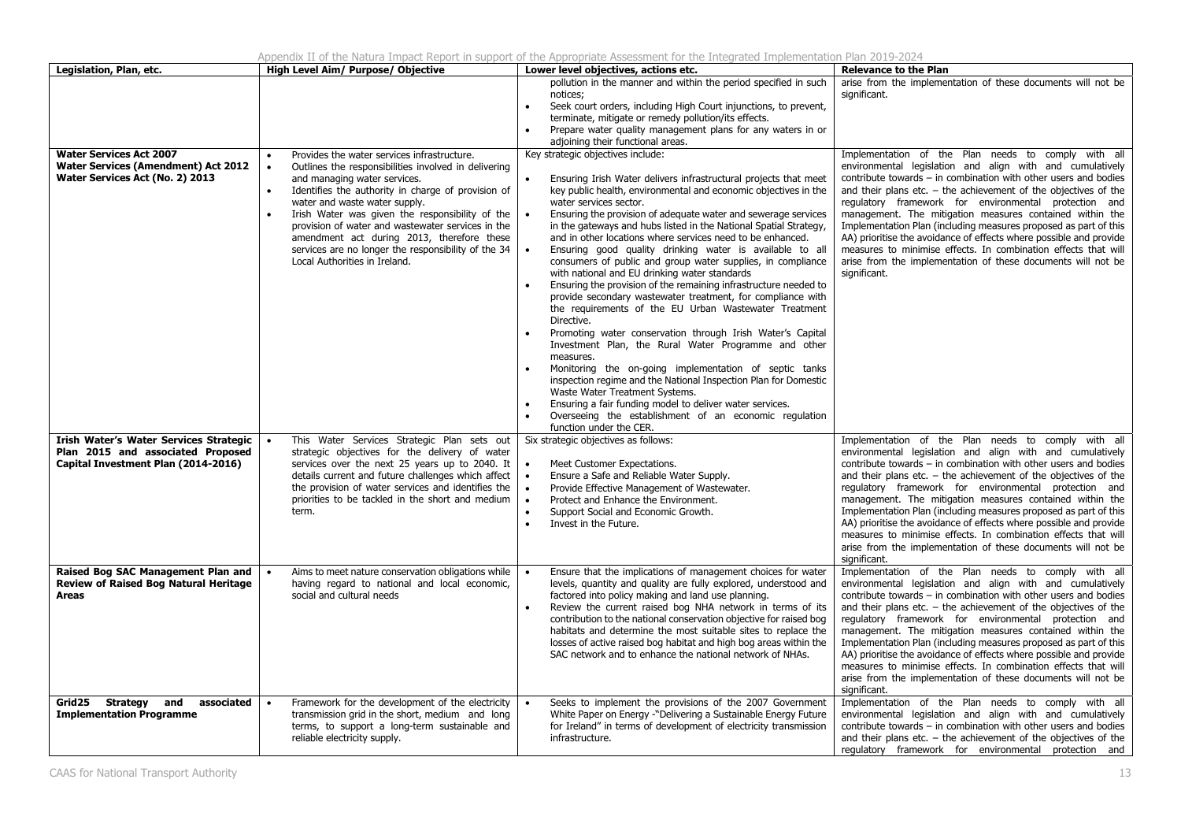| Legislation, Plan, etc. | High Level Aim/ Purpose/ Objective | Lower level objectives, actions etc. | Relevance to the Plan |
|---|---|---|---|
| | | pollution in the manner and within the period specified in such notices;<br>• Seek court orders, including High Court injunctions, to prevent, terminate, mitigate or remedy pollution/its effects.<br>• Prepare water quality management plans for any waters in or adjoining their functional areas. | arise from the implementation of these documents will not be significant. |
| **Water Services Act 2007**<br>**Water Services (Amendment) Act 2012**<br>**Water Services Act (No. 2) 2013** | • Provides the water services infrastructure.<br>• Outlines the responsibilities involved in delivering and managing water services.<br>• Identifies the authority in charge of provision of water and waste water supply.<br>• Irish Water was given the responsibility of the provision of water and wastewater services in the amendment act during 2013, therefore these services are no longer the responsibility of the 34 Local Authorities in Ireland. | Key strategic objectives include:<br>• Ensuring Irish Water delivers infrastructural projects that meet key public health, environmental and economic objectives in the water services sector.<br>• Ensuring the provision of adequate water and sewerage services in the gateways and hubs listed in the National Spatial Strategy, and in other locations where services need to be enhanced.<br>• Ensuring good quality drinking water is available to all consumers of public and group water supplies, in compliance with national and EU drinking water standards<br>• Ensuring the provision of the remaining infrastructure needed to provide secondary wastewater treatment, for compliance with the requirements of the EU Urban Wastewater Treatment Directive.<br>• Promoting water conservation through Irish Water's Capital Investment Plan, the Rural Water Programme and other measures.<br>• Monitoring the on-going implementation of septic tanks inspection regime and the National Inspection Plan for Domestic Waste Water Treatment Systems.<br>• Ensuring a fair funding model to deliver water services.<br>• Overseeing the establishment of an economic regulation function under the CER. | Implementation of the Plan needs to comply with all environmental legislation and align with and cumulatively contribute towards – in combination with other users and bodies and their plans etc. – the achievement of the objectives of the regulatory framework for environmental protection and management. The mitigation measures contained within the Implementation Plan (including measures proposed as part of this AA) prioritise the avoidance of effects where possible and provide measures to minimise effects. In combination effects that will arise from the implementation of these documents will not be significant. |
| **Irish Water's Water Services Strategic Plan 2015 and associated Proposed Capital Investment Plan (2014-2016)** | • This Water Services Strategic Plan sets out strategic objectives for the delivery of water services over the next 25 years up to 2040. It details current and future challenges which affect the provision of water services and identifies the priorities to be tackled in the short and medium term. | Six strategic objectives as follows:<br>• Meet Customer Expectations.<br>• Ensure a Safe and Reliable Water Supply.<br>• Provide Effective Management of Wastewater.<br>• Protect and Enhance the Environment.<br>• Support Social and Economic Growth.<br>• Invest in the Future. | Implementation of the Plan needs to comply with all environmental legislation and align with and cumulatively contribute towards – in combination with other users and bodies and their plans etc. – the achievement of the objectives of the regulatory framework for environmental protection and management. The mitigation measures contained within the Implementation Plan (including measures proposed as part of this AA) prioritise the avoidance of effects where possible and provide measures to minimise effects. In combination effects that will arise from the implementation of these documents will not be significant. |
| **Raised Bog SAC Management Plan and Review of Raised Bog Natural Heritage Areas** | • Aims to meet nature conservation obligations while having regard to national and local economic, social and cultural needs | • Ensure that the implications of management choices for water levels, quantity and quality are fully explored, understood and factored into policy making and land use planning.<br>• Review the current raised bog NHA network in terms of its contribution to the national conservation objective for raised bog habitats and determine the most suitable sites to replace the losses of active raised bog habitat and high bog areas within the SAC network and to enhance the national network of NHAs. | Implementation of the Plan needs to comply with all environmental legislation and align with and cumulatively contribute towards – in combination with other users and bodies and their plans etc. – the achievement of the objectives of the regulatory framework for environmental protection and management. The mitigation measures contained within the Implementation Plan (including measures proposed as part of this AA) prioritise the avoidance of effects where possible and provide measures to minimise effects. In combination effects that will arise from the implementation of these documents will not be significant. |
| **Grid25 Strategy and associated Implementation Programme** | • Framework for the development of the electricity transmission grid in the short, medium and long terms, to support a long-term sustainable and reliable electricity supply. | • Seeks to implement the provisions of the 2007 Government White Paper on Energy -"Delivering a Sustainable Energy Future for Ireland" in terms of development of electricity transmission infrastructure. | Implementation of the Plan needs to comply with all environmental legislation and align with and cumulatively contribute towards – in combination with other users and bodies and their plans etc. – the achievement of the objectives of the regulatory framework for environmental protection and |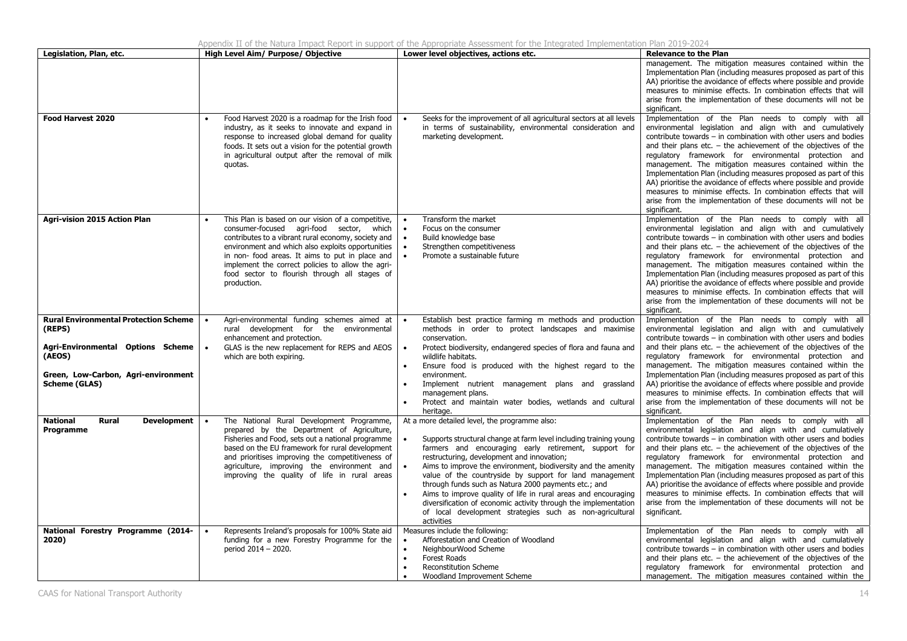| Legislation, Plan, etc. | High Level Aim/ Purpose/ Objective | Lower level objectives, actions etc. | Relevance to the Plan |
|---|---|---|---|
| | | | management. The mitigation measures contained within the Implementation Plan (including measures proposed as part of this AA) prioritise the avoidance of effects where possible and provide measures to minimise effects. In combination effects that will arise from the implementation of these documents will not be significant. |
| **Food Harvest 2020** | • Food Harvest 2020 is a roadmap for the Irish food industry, as it seeks to innovate and expand in response to increased global demand for quality foods. It sets out a vision for the potential growth in agricultural output after the removal of milk quotas. | • Seeks for the improvement of all agricultural sectors at all levels in terms of sustainability, environmental consideration and marketing development. | Implementation of the Plan needs to comply with all environmental legislation and align with and cumulatively contribute towards – in combination with other users and bodies and their plans etc. – the achievement of the objectives of the regulatory framework for environmental protection and management. The mitigation measures contained within the Implementation Plan (including measures proposed as part of this AA) prioritise the avoidance of effects where possible and provide measures to minimise effects. In combination effects that will arise from the implementation of these documents will not be significant. |
| **Agri-vision 2015 Action Plan** | • This Plan is based on our vision of a competitive, consumer-focused agri-food sector, which contributes to a vibrant rural economy, society and environment and which also exploits opportunities in non- food areas. It aims to put in place and implement the correct policies to allow the agri-food sector to flourish through all stages of production. | • Transform the market<br>• Focus on the consumer<br>• Build knowledge base<br>• Strengthen competitiveness<br>• Promote a sustainable future | Implementation of the Plan needs to comply with all environmental legislation and align with and cumulatively contribute towards – in combination with other users and bodies and their plans etc. – the achievement of the objectives of the regulatory framework for environmental protection and management. The mitigation measures contained within the Implementation Plan (including measures proposed as part of this AA) prioritise the avoidance of effects where possible and provide measures to minimise effects. In combination effects that will arise from the implementation of these documents will not be significant. |
| **Rural Environmental Protection Scheme (REPS)**<br><br>**Agri-Environmental Options Scheme (AEOS)**<br><br>**Green, Low-Carbon, Agri-environment Scheme (GLAS)** | • Agri-environmental funding schemes aimed at rural development for the environmental enhancement and protection.<br>• GLAS is the new replacement for REPS and AEOS which are both expiring. | • Establish best practice farming m methods and production methods in order to protect landscapes and maximise conservation.<br>• Protect biodiversity, endangered species of flora and fauna and wildlife habitats.<br>• Ensure food is produced with the highest regard to the environment.<br>• Implement nutrient management plans and grassland management plans.<br>• Protect and maintain water bodies, wetlands and cultural heritage. | Implementation of the Plan needs to comply with all environmental legislation and align with and cumulatively contribute towards – in combination with other users and bodies and their plans etc. – the achievement of the objectives of the regulatory framework for environmental protection and management. The mitigation measures contained within the Implementation Plan (including measures proposed as part of this AA) prioritise the avoidance of effects where possible and provide measures to minimise effects. In combination effects that will arise from the implementation of these documents will not be significant. |
| **National Rural Development Programme** | • The National Rural Development Programme, prepared by the Department of Agriculture, Fisheries and Food, sets out a national programme based on the EU framework for rural development and prioritises improving the competitiveness of agriculture, improving the environment and improving the quality of life in rural areas | At a more detailed level, the programme also:<br><br>• Supports structural change at farm level including training young farmers and encouraging early retirement, support for restructuring, development and innovation;<br>• Aims to improve the environment, biodiversity and the amenity value of the countryside by support for land management through funds such as Natura 2000 payments etc.; and<br>• Aims to improve quality of life in rural areas and encouraging diversification of economic activity through the implementation of local development strategies such as non-agricultural activities | Implementation of the Plan needs to comply with all environmental legislation and align with and cumulatively contribute towards – in combination with other users and bodies and their plans etc. – the achievement of the objectives of the regulatory framework for environmental protection and management. The mitigation measures contained within the Implementation Plan (including measures proposed as part of this AA) prioritise the avoidance of effects where possible and provide measures to minimise effects. In combination effects that will arise from the implementation of these documents will not be significant. |
| **National Forestry Programme (2014-2020)** | • Represents Ireland's proposals for 100% State aid funding for a new Forestry Programme for the period 2014 – 2020. | Measures include the following:<br>• Afforestation and Creation of Woodland<br>• NeighbourWood Scheme<br>• Forest Roads<br>• Reconstitution Scheme<br>• Woodland Improvement Scheme | Implementation of the Plan needs to comply with all environmental legislation and align with and cumulatively contribute towards – in combination with other users and bodies and their plans etc. – the achievement of the objectives of the regulatory framework for environmental protection and management. The mitigation measures contained within the |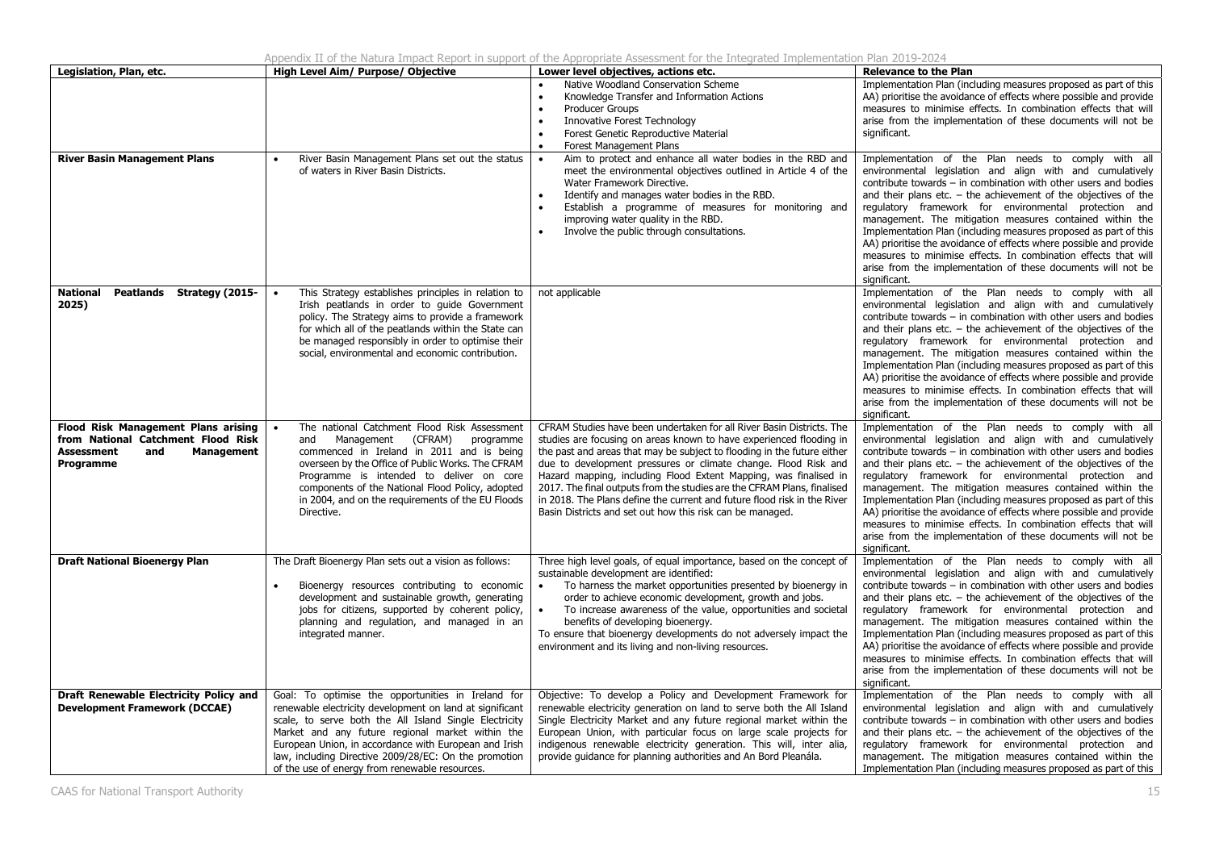| Legislation, Plan, etc. | High Level Aim/ Purpose/ Objective | Lower level objectives, actions etc. | Relevance to the Plan |
|---|---|---|---|
| | | • Native Woodland Conservation Scheme<br>• Knowledge Transfer and Information Actions<br>• Producer Groups<br>• Innovative Forest Technology<br>• Forest Genetic Reproductive Material<br>• Forest Management Plans | Implementation Plan (including measures proposed as part of this AA) prioritise the avoidance of effects where possible and provide measures to minimise effects. In combination effects that will arise from the implementation of these documents will not be significant. |
| **River Basin Management Plans** | • River Basin Management Plans set out the status of waters in River Basin Districts. | • Aim to protect and enhance all water bodies in the RBD and meet the environmental objectives outlined in Article 4 of the Water Framework Directive.<br>• Identify and manages water bodies in the RBD.<br>• Establish a programme of measures for monitoring and improving water quality in the RBD.<br>• Involve the public through consultations. | Implementation of the Plan needs to comply with all environmental legislation and align with and cumulatively contribute towards – in combination with other users and bodies and their plans etc. – the achievement of the objectives of the regulatory framework for environmental protection and management. The mitigation measures contained within the Implementation Plan (including measures proposed as part of this AA) prioritise the avoidance of effects where possible and provide measures to minimise effects. In combination effects that will arise from the implementation of these documents will not be significant. |
| **National Peatlands Strategy (2015-2025)** | • This Strategy establishes principles in relation to Irish peatlands in order to guide Government policy. The Strategy aims to provide a framework for which all of the peatlands within the State can be managed responsibly in order to optimise their social, environmental and economic contribution. | not applicable | Implementation of the Plan needs to comply with all environmental legislation and align with and cumulatively contribute towards – in combination with other users and bodies and their plans etc. – the achievement of the objectives of the regulatory framework for environmental protection and management. The mitigation measures contained within the Implementation Plan (including measures proposed as part of this AA) prioritise the avoidance of effects where possible and provide measures to minimise effects. In combination effects that will arise from the implementation of these documents will not be significant. |
| **Flood Risk Management Plans arising from National Catchment Flood Risk Assessment and Management Programme** | • The national Catchment Flood Risk Assessment and Management (CFRAM) programme commenced in Ireland in 2011 and is being overseen by the Office of Public Works. The CFRAM Programme is intended to deliver on core components of the National Flood Policy, adopted in 2004, and on the requirements of the EU Floods Directive. | CFRAM Studies have been undertaken for all River Basin Districts. The studies are focusing on areas known to have experienced flooding in the past and areas that may be subject to flooding in the future either due to development pressures or climate change. Flood Risk and Hazard mapping, including Flood Extent Mapping, was finalised in 2017. The final outputs from the studies are the CFRAM Plans, finalised in 2018. The Plans define the current and future flood risk in the River Basin Districts and set out how this risk can be managed. | Implementation of the Plan needs to comply with all environmental legislation and align with and cumulatively contribute towards – in combination with other users and bodies and their plans etc. – the achievement of the objectives of the regulatory framework for environmental protection and management. The mitigation measures contained within the Implementation Plan (including measures proposed as part of this AA) prioritise the avoidance of effects where possible and provide measures to minimise effects. In combination effects that will arise from the implementation of these documents will not be significant. |
| **Draft National Bioenergy Plan** | The Draft Bioenergy Plan sets out a vision as follows:<br>• Bioenergy resources contributing to economic development and sustainable growth, generating jobs for citizens, supported by coherent policy, planning and regulation, and managed in an integrated manner. | Three high level goals, of equal importance, based on the concept of sustainable development are identified:<br>• To harness the market opportunities presented by bioenergy in order to achieve economic development, growth and jobs.<br>• To increase awareness of the value, opportunities and societal benefits of developing bioenergy.<br>To ensure that bioenergy developments do not adversely impact the environment and its living and non-living resources. | Implementation of the Plan needs to comply with all environmental legislation and align with and cumulatively contribute towards – in combination with other users and bodies and their plans etc. – the achievement of the objectives of the regulatory framework for environmental protection and management. The mitigation measures contained within the Implementation Plan (including measures proposed as part of this AA) prioritise the avoidance of effects where possible and provide measures to minimise effects. In combination effects that will arise from the implementation of these documents will not be significant. |
| **Draft Renewable Electricity Policy and Development Framework (DCCAE)** | Goal: To optimise the opportunities in Ireland for renewable electricity development on land at significant scale, to serve both the All Island Single Electricity Market and any future regional market within the European Union, in accordance with European and Irish law, including Directive 2009/28/EC: On the promotion of the use of energy from renewable resources. | Objective: To develop a Policy and Development Framework for renewable electricity generation on land to serve both the All Island Single Electricity Market and any future regional market within the European Union, with particular focus on large scale projects for indigenous renewable electricity generation. This will, inter alia, provide guidance for planning authorities and An Bord Pleanála. | Implementation of the Plan needs to comply with all environmental legislation and align with and cumulatively contribute towards – in combination with other users and bodies and their plans etc. – the achievement of the objectives of the regulatory framework for environmental protection and management. The mitigation measures contained within the Implementation Plan (including measures proposed as part of this |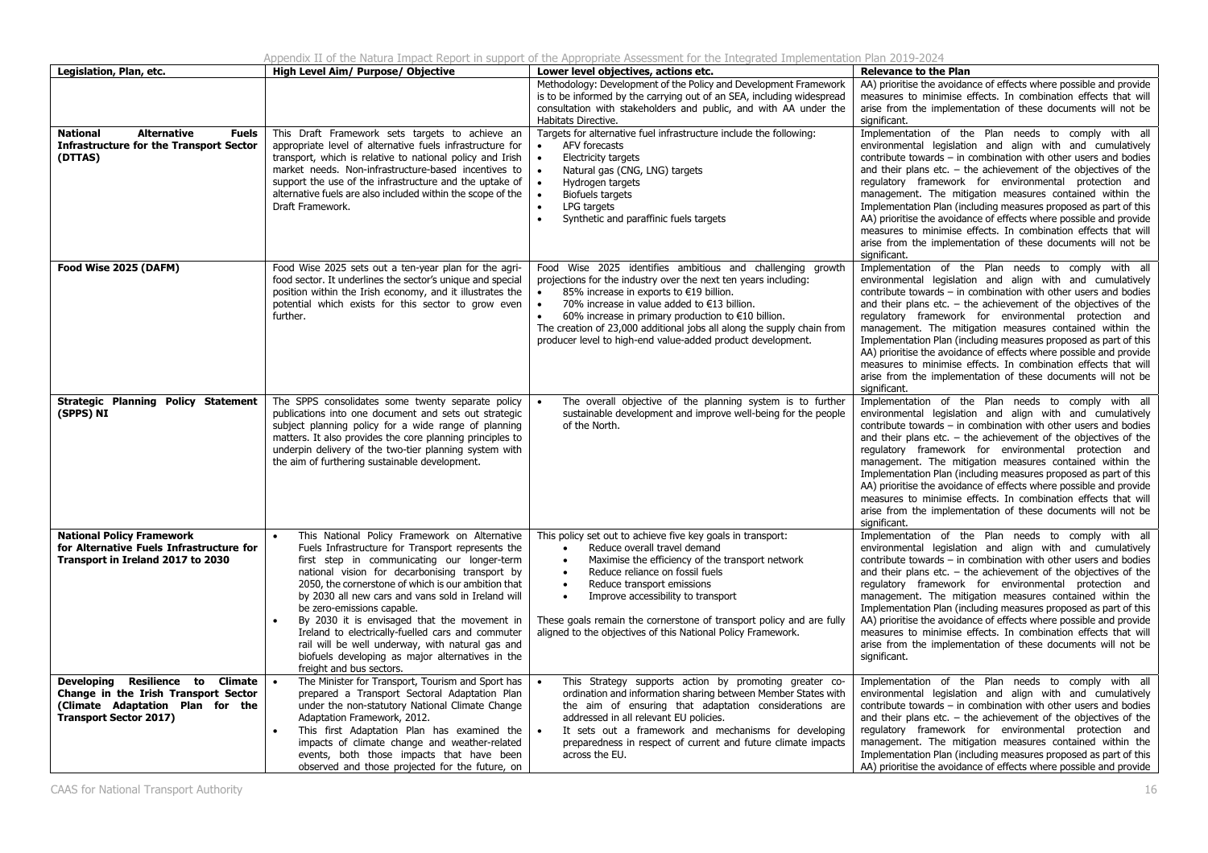| Legislation, Plan, etc. | High Level Aim/ Purpose/ Objective | Lower level objectives, actions etc. | Relevance to the Plan |
|---|---|---|---|
| | | Methodology: Development of the Policy and Development Framework is to be informed by the carrying out of an SEA, including widespread consultation with stakeholders and public, and with AA under the Habitats Directive. | AA) prioritise the avoidance of effects where possible and provide measures to minimise effects. In combination effects that will arise from the implementation of these documents will not be significant. |
| **National Alternative Fuels Infrastructure for the Transport Sector (DTTAS)** | This Draft Framework sets targets to achieve an appropriate level of alternative fuels infrastructure for transport, which is relative to national policy and Irish market needs. Non-infrastructure-based incentives to support the use of the infrastructure and the uptake of alternative fuels are also included within the scope of the Draft Framework. | Targets for alternative fuel infrastructure include the following:<br>• AFV forecasts<br>• Electricity targets<br>• Natural gas (CNG, LNG) targets<br>• Hydrogen targets<br>• Biofuels targets<br>• LPG targets<br>• Synthetic and paraffinic fuels targets | Implementation of the Plan needs to comply with all environmental legislation and align with and cumulatively contribute towards – in combination with other users and bodies and their plans etc. – the achievement of the objectives of the regulatory framework for environmental protection and management. The mitigation measures contained within the Implementation Plan (including measures proposed as part of this AA) prioritise the avoidance of effects where possible and provide measures to minimise effects. In combination effects that will arise from the implementation of these documents will not be significant. |
| **Food Wise 2025 (DAFM)** | Food Wise 2025 sets out a ten-year plan for the agri-food sector. It underlines the sector's unique and special position within the Irish economy, and it illustrates the potential which exists for this sector to grow even further. | Food Wise 2025 identifies ambitious and challenging growth projections for the industry over the next ten years including:<br>• 85% increase in exports to €19 billion.<br>• 70% increase in value added to €13 billion.<br>• 60% increase in primary production to €10 billion.<br>The creation of 23,000 additional jobs all along the supply chain from producer level to high-end value-added product development. | Implementation of the Plan needs to comply with all environmental legislation and align with and cumulatively contribute towards – in combination with other users and bodies and their plans etc. – the achievement of the objectives of the regulatory framework for environmental protection and management. The mitigation measures contained within the Implementation Plan (including measures proposed as part of this AA) prioritise the avoidance of effects where possible and provide measures to minimise effects. In combination effects that will arise from the implementation of these documents will not be significant. |
| **Strategic Planning Policy Statement (SPPS) NI** | The SPPS consolidates some twenty separate policy publications into one document and sets out strategic subject planning policy for a wide range of planning matters. It also provides the core planning principles to underpin delivery of the two-tier planning system with the aim of furthering sustainable development. | • The overall objective of the planning system is to further sustainable development and improve well-being for the people of the North. | Implementation of the Plan needs to comply with all environmental legislation and align with and cumulatively contribute towards – in combination with other users and bodies and their plans etc. – the achievement of the objectives of the regulatory framework for environmental protection and management. The mitigation measures contained within the Implementation Plan (including measures proposed as part of this AA) prioritise the avoidance of effects where possible and provide measures to minimise effects. In combination effects that will arise from the implementation of these documents will not be significant. |
| **National Policy Framework for Alternative Fuels Infrastructure for Transport in Ireland 2017 to 2030** | • This National Policy Framework on Alternative Fuels Infrastructure for Transport represents the first step in communicating our longer-term national vision for decarbonising transport by 2050, the cornerstone of which is our ambition that by 2030 all new cars and vans sold in Ireland will be zero-emissions capable.<br>• By 2030 it is envisaged that the movement in Ireland to electrically-fuelled cars and commuter rail will be well underway, with natural gas and biofuels developing as major alternatives in the freight and bus sectors. | This policy set out to achieve five key goals in transport:<br>• Reduce overall travel demand<br>• Maximise the efficiency of the transport network<br>• Reduce reliance on fossil fuels<br>• Reduce transport emissions<br>• Improve accessibility to transport<br>These goals remain the cornerstone of transport policy and are fully aligned to the objectives of this National Policy Framework. | Implementation of the Plan needs to comply with all environmental legislation and align with and cumulatively contribute towards – in combination with other users and bodies and their plans etc. – the achievement of the objectives of the regulatory framework for environmental protection and management. The mitigation measures contained within the Implementation Plan (including measures proposed as part of this AA) prioritise the avoidance of effects where possible and provide measures to minimise effects. In combination effects that will arise from the implementation of these documents will not be significant. |
| **Developing Resilience to Climate Change in the Irish Transport Sector (Climate Adaptation Plan for the Transport Sector 2017)** | • The Minister for Transport, Tourism and Sport has prepared a Transport Sectoral Adaptation Plan under the non-statutory National Climate Change Adaptation Framework, 2012.<br>• This first Adaptation Plan has examined the impacts of climate change and weather-related events, both those impacts that have been observed and those projected for the future, on | • This Strategy supports action by promoting greater co-ordination and information sharing between Member States with the aim of ensuring that adaptation considerations are addressed in all relevant EU policies.<br>• It sets out a framework and mechanisms for developing preparedness in respect of current and future climate impacts across the EU. | Implementation of the Plan needs to comply with all environmental legislation and align with and cumulatively contribute towards – in combination with other users and bodies and their plans etc. – the achievement of the objectives of the regulatory framework for environmental protection and management. The mitigation measures contained within the Implementation Plan (including measures proposed as part of this AA) prioritise the avoidance of effects where possible and provide |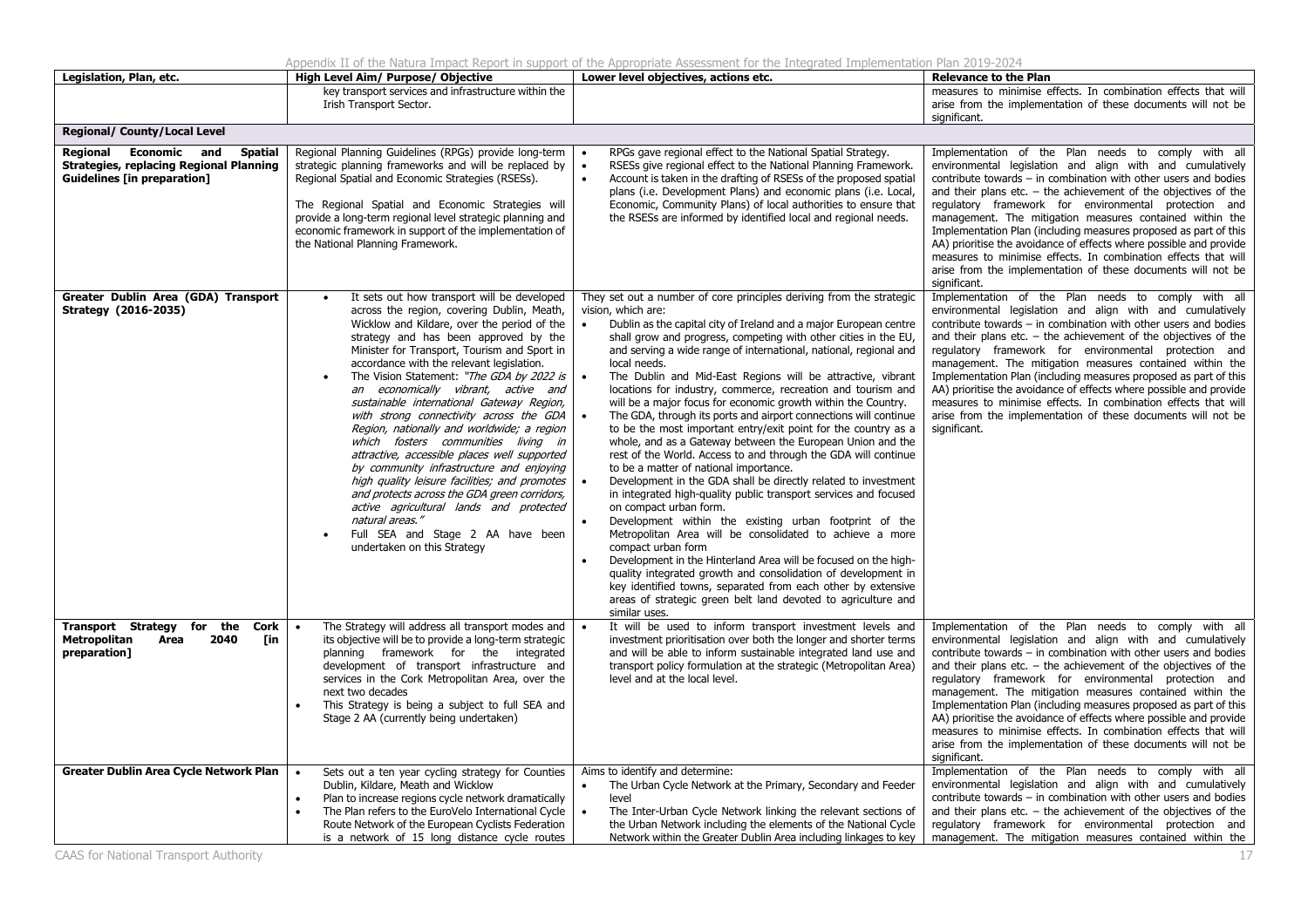| Legislation, Plan, etc. | High Level Aim/ Purpose/ Objective | Lower level objectives, actions etc. | Relevance to the Plan |
|---|---|---|---|
| | key transport services and infrastructure within the Irish Transport Sector. | | measures to minimise effects. In combination effects that will arise from the implementation of these documents will not be significant. |
| **Regional/ County/Local Level** | | | |
| **Regional Economic and Spatial Strategies, replacing Regional Planning Guidelines [in preparation]** | Regional Planning Guidelines (RPGs) provide long-term strategic planning frameworks and will be replaced by Regional Spatial and Economic Strategies (RSESs).<br><br>The Regional Spatial and Economic Strategies will provide a long-term regional level strategic planning and economic framework in support of the implementation of the National Planning Framework. | • RPGs gave regional effect to the National Spatial Strategy.<br>• RSESs give regional effect to the National Planning Framework.<br>• Account is taken in the drafting of RSESs of the proposed spatial plans (i.e. Development Plans) and economic plans (i.e. Local, Economic, Community Plans) of local authorities to ensure that the RSESs are informed by identified local and regional needs. | Implementation of the Plan needs to comply with all environmental legislation and align with and cumulatively contribute towards – in combination with other users and bodies and their plans etc. – the achievement of the objectives of the regulatory framework for environmental protection and management. The mitigation measures contained within the Implementation Plan (including measures proposed as part of this AA) prioritise the avoidance of effects where possible and provide measures to minimise effects. In combination effects that will arise from the implementation of these documents will not be significant. |
| **Greater Dublin Area (GDA) Transport Strategy (2016-2035)** | • It sets out how transport will be developed across the region, covering Dublin, Meath, Wicklow and Kildare, over the period of the strategy and has been approved by the Minister for Transport, Tourism and Sport in accordance with the relevant legislation.<br>• The Vision Statement: *"The GDA by 2022 is an economically vibrant, active and sustainable international Gateway Region, with strong connectivity across the GDA Region, nationally and worldwide; a region which fosters communities living in attractive, accessible places well supported by community infrastructure and enjoying high quality leisure facilities; and promotes and protects across the GDA green corridors, active agricultural lands and protected natural areas."*<br>• Full SEA and Stage 2 AA have been undertaken on this Strategy | They set out a number of core principles deriving from the strategic vision, which are:<br>• Dublin as the capital city of Ireland and a major European centre shall grow and progress, competing with other cities in the EU, and serving a wide range of international, national, regional and local needs.<br>• The Dublin and Mid-East Regions will be attractive, vibrant locations for industry, commerce, recreation and tourism and will be a major focus for economic growth within the Country.<br>• The GDA, through its ports and airport connections will continue to be the most important entry/exit point for the country as a whole, and as a Gateway between the European Union and the rest of the World. Access to and through the GDA will continue to be a matter of national importance.<br>• Development in the GDA shall be directly related to investment in integrated high-quality public transport services and focused on compact urban form.<br>• Development within the existing urban footprint of the Metropolitan Area will be consolidated to achieve a more compact urban form<br>• Development in the Hinterland Area will be focused on the high-quality integrated growth and consolidation of development in key identified towns, separated from each other by extensive areas of strategic green belt land devoted to agriculture and similar uses. | Implementation of the Plan needs to comply with all environmental legislation and align with and cumulatively contribute towards – in combination with other users and bodies and their plans etc. – the achievement of the objectives of the regulatory framework for environmental protection and management. The mitigation measures contained within the Implementation Plan (including measures proposed as part of this AA) prioritise the avoidance of effects where possible and provide measures to minimise effects. In combination effects that will arise from the implementation of these documents will not be significant. |
| **Transport Strategy for the Cork Metropolitan Area 2040 [in preparation]** | • The Strategy will address all transport modes and its objective will be to provide a long-term strategic planning framework for the integrated development of transport infrastructure and services in the Cork Metropolitan Area, over the next two decades<br>• This Strategy is being a subject to full SEA and Stage 2 AA (currently being undertaken) | • It will be used to inform transport investment levels and investment prioritisation over both the longer and shorter terms and will be able to inform sustainable integrated land use and transport policy formulation at the strategic (Metropolitan Area) level and at the local level. | Implementation of the Plan needs to comply with all environmental legislation and align with and cumulatively contribute towards – in combination with other users and bodies and their plans etc. – the achievement of the objectives of the regulatory framework for environmental protection and management. The mitigation measures contained within the Implementation Plan (including measures proposed as part of this AA) prioritise the avoidance of effects where possible and provide measures to minimise effects. In combination effects that will arise from the implementation of these documents will not be significant. |
| **Greater Dublin Area Cycle Network Plan** | • Sets out a ten year cycling strategy for Counties Dublin, Kildare, Meath and Wicklow<br>• Plan to increase regions cycle network dramatically<br>• The Plan refers to the EuroVelo International Cycle Route Network of the European Cyclists Federation is a network of 15 long distance cycle routes | Aims to identify and determine:<br>• The Urban Cycle Network at the Primary, Secondary and Feeder level<br>• The Inter-Urban Cycle Network linking the relevant sections of the Urban Network including the elements of the National Cycle Network within the Greater Dublin Area including linkages to key | Implementation of the Plan needs to comply with all environmental legislation and align with and cumulatively contribute towards – in combination with other users and bodies and their plans etc. – the achievement of the objectives of the regulatory framework for environmental protection and management. The mitigation measures contained within the |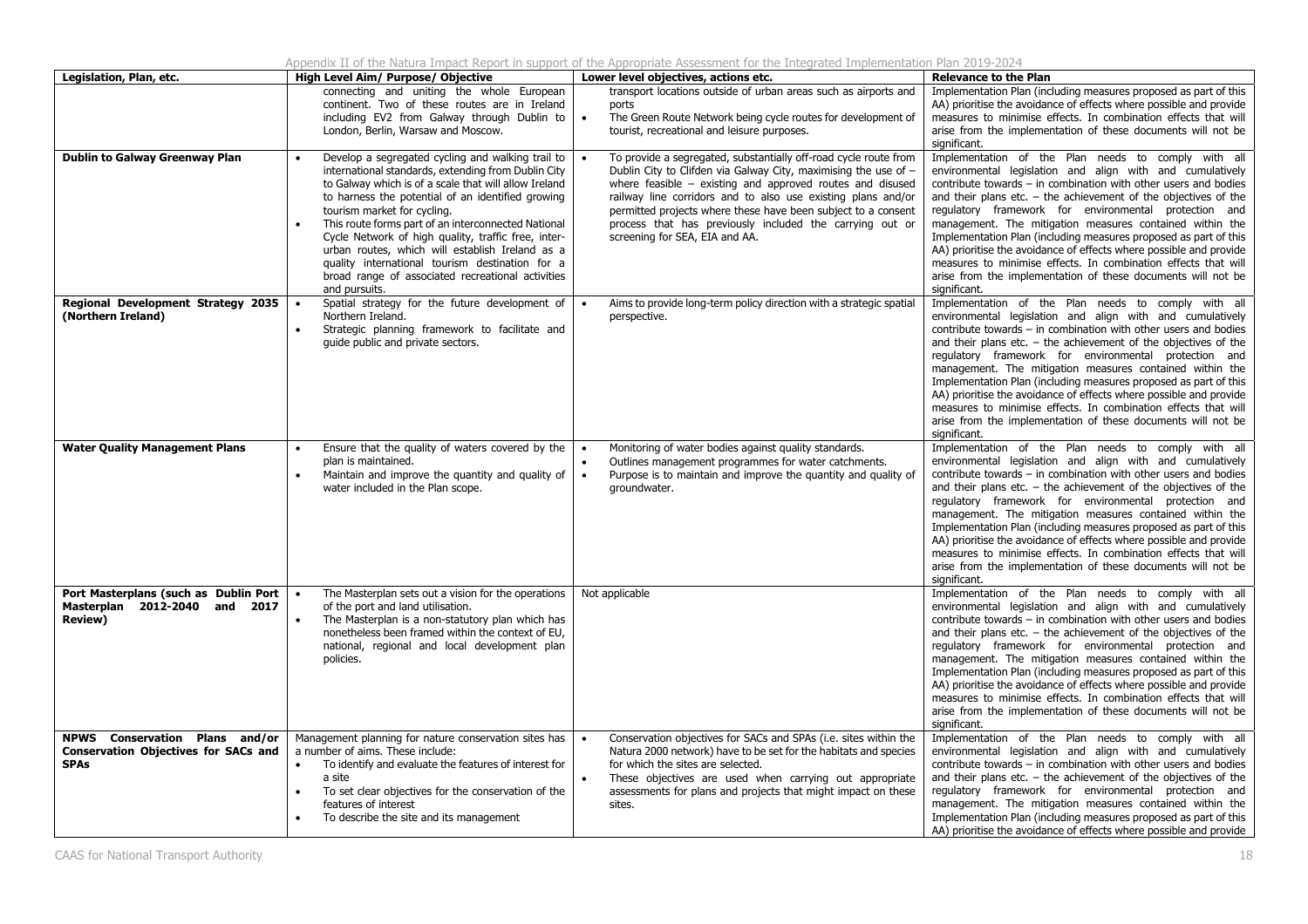| Legislation, Plan, etc. | High Level Aim/ Purpose/ Objective | Lower level objectives, actions etc. | Relevance to the Plan |
|---|---|---|---|
| | connecting and uniting the whole European continent. Two of these routes are in Ireland including EV2 from Galway through Dublin to London, Berlin, Warsaw and Moscow. | transport locations outside of urban areas such as airports and ports<br>• The Green Route Network being cycle routes for development of tourist, recreational and leisure purposes. | Implementation Plan (including measures proposed as part of this AA) prioritise the avoidance of effects where possible and provide measures to minimise effects. In combination effects that will arise from the implementation of these documents will not be significant. |
| **Dublin to Galway Greenway Plan** | • Develop a segregated cycling and walking trail to international standards, extending from Dublin City to Galway which is of a scale that will allow Ireland to harness the potential of an identified growing tourism market for cycling.<br>• This route forms part of an interconnected National Cycle Network of high quality, traffic free, inter-urban routes, which will establish Ireland as a quality international tourism destination for a broad range of associated recreational activities and pursuits. | • To provide a segregated, substantially off-road cycle route from Dublin City to Clifden via Galway City, maximising the use of – where feasible – existing and approved routes and disused railway line corridors and to also use existing plans and/or permitted projects where these have been subject to a consent process that has previously included the carrying out or screening for SEA, EIA and AA. | Implementation of the Plan needs to comply with all environmental legislation and align with and cumulatively contribute towards – in combination with other users and bodies and their plans etc. – the achievement of the objectives of the regulatory framework for environmental protection and management. The mitigation measures contained within the Implementation Plan (including measures proposed as part of this AA) prioritise the avoidance of effects where possible and provide measures to minimise effects. In combination effects that will arise from the implementation of these documents will not be significant. |
| **Regional Development Strategy 2035 (Northern Ireland)** | • Spatial strategy for the future development of Northern Ireland.<br>• Strategic planning framework to facilitate and guide public and private sectors. | • Aims to provide long-term policy direction with a strategic spatial perspective. | Implementation of the Plan needs to comply with all environmental legislation and align with and cumulatively contribute towards – in combination with other users and bodies and their plans etc. – the achievement of the objectives of the regulatory framework for environmental protection and management. The mitigation measures contained within the Implementation Plan (including measures proposed as part of this AA) prioritise the avoidance of effects where possible and provide measures to minimise effects. In combination effects that will arise from the implementation of these documents will not be significant. |
| **Water Quality Management Plans** | • Ensure that the quality of waters covered by the plan is maintained.<br>• Maintain and improve the quantity and quality of water included in the Plan scope. | • Monitoring of water bodies against quality standards.<br>• Outlines management programmes for water catchments.<br>• Purpose is to maintain and improve the quantity and quality of groundwater. | Implementation of the Plan needs to comply with all environmental legislation and align with and cumulatively contribute towards – in combination with other users and bodies and their plans etc. – the achievement of the objectives of the regulatory framework for environmental protection and management. The mitigation measures contained within the Implementation Plan (including measures proposed as part of this AA) prioritise the avoidance of effects where possible and provide measures to minimise effects. In combination effects that will arise from the implementation of these documents will not be significant. |
| **Port Masterplans (such as Dublin Port Masterplan 2012-2040 and 2017 Review)** | • The Masterplan sets out a vision for the operations of the port and land utilisation.<br>• The Masterplan is a non-statutory plan which has nonetheless been framed within the context of EU, national, regional and local development plan policies. | Not applicable | Implementation of the Plan needs to comply with all environmental legislation and align with and cumulatively contribute towards – in combination with other users and bodies and their plans etc. – the achievement of the objectives of the regulatory framework for environmental protection and management. The mitigation measures contained within the Implementation Plan (including measures proposed as part of this AA) prioritise the avoidance of effects where possible and provide measures to minimise effects. In combination effects that will arise from the implementation of these documents will not be significant. |
| **NPWS Conservation Plans and/or Conservation Objectives for SACs and SPAs** | Management planning for nature conservation sites has a number of aims. These include:<br>• To identify and evaluate the features of interest for a site<br>• To set clear objectives for the conservation of the features of interest<br>• To describe the site and its management | • Conservation objectives for SACs and SPAs (i.e. sites within the Natura 2000 network) have to be set for the habitats and species for which the sites are selected.<br>• These objectives are used when carrying out appropriate assessments for plans and projects that might impact on these sites. | Implementation of the Plan needs to comply with all environmental legislation and align with and cumulatively contribute towards – in combination with other users and bodies and their plans etc. – the achievement of the objectives of the regulatory framework for environmental protection and management. The mitigation measures contained within the Implementation Plan (including measures proposed as part of this AA) prioritise the avoidance of effects where possible and provide |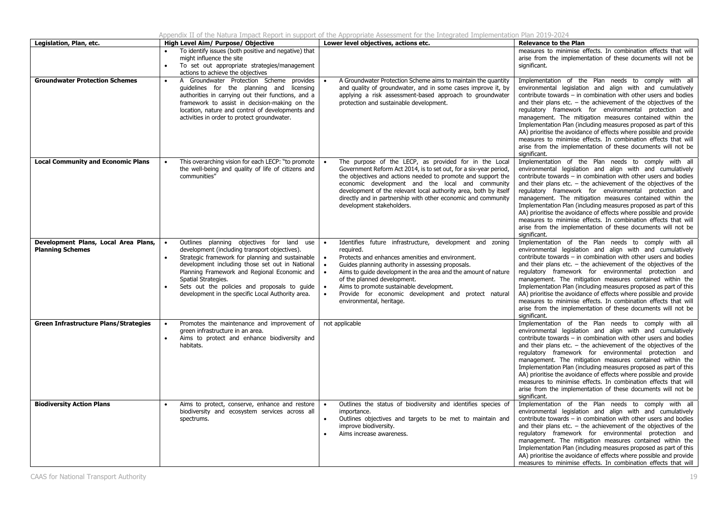| Legislation, Plan, etc. | High Level Aim/ Purpose/ Objective | Lower level objectives, actions etc. | Relevance to the Plan |
|---|---|---|---|
| | • To identify issues (both positive and negative) that might influence the site<br>• To set out appropriate strategies/management actions to achieve the objectives | | measures to minimise effects. In combination effects that will arise from the implementation of these documents will not be significant. |
| **Groundwater Protection Schemes** | • A Groundwater Protection Scheme provides guidelines for the planning and licensing authorities in carrying out their functions, and a framework to assist in decision-making on the location, nature and control of developments and activities in order to protect groundwater. | • A Groundwater Protection Scheme aims to maintain the quantity and quality of groundwater, and in some cases improve it, by applying a risk assessment-based approach to groundwater protection and sustainable development. | Implementation of the Plan needs to comply with all environmental legislation and align with and cumulatively contribute towards – in combination with other users and bodies and their plans etc. – the achievement of the objectives of the regulatory framework for environmental protection and management. The mitigation measures contained within the Implementation Plan (including measures proposed as part of this AA) prioritise the avoidance of effects where possible and provide measures to minimise effects. In combination effects that will arise from the implementation of these documents will not be significant. |
| **Local Community and Economic Plans** | • This overarching vision for each LECP: "to promote the well-being and quality of life of citizens and communities" | • The purpose of the LECP, as provided for in the Local Government Reform Act 2014, is to set out, for a six-year period, the objectives and actions needed to promote and support the economic development and the local and community development of the relevant local authority area, both by itself directly and in partnership with other economic and community development stakeholders. | Implementation of the Plan needs to comply with all environmental legislation and align with and cumulatively contribute towards – in combination with other users and bodies and their plans etc. – the achievement of the objectives of the regulatory framework for environmental protection and management. The mitigation measures contained within the Implementation Plan (including measures proposed as part of this AA) prioritise the avoidance of effects where possible and provide measures to minimise effects. In combination effects that will arise from the implementation of these documents will not be significant. |
| **Development Plans, Local Area Plans, Planning Schemes** | • Outlines planning objectives for land use development (including transport objectives).<br>• Strategic framework for planning and sustainable development including those set out in National Planning Framework and Regional Economic and Spatial Strategies.<br>• Sets out the policies and proposals to guide development in the specific Local Authority area. | • Identifies future infrastructure, development and zoning required.<br>• Protects and enhances amenities and environment.<br>• Guides planning authority in assessing proposals.<br>• Aims to guide development in the area and the amount of nature of the planned development.<br>• Aims to promote sustainable development.<br>• Provide for economic development and protect natural environmental, heritage. | Implementation of the Plan needs to comply with all environmental legislation and align with and cumulatively contribute towards – in combination with other users and bodies and their plans etc. – the achievement of the objectives of the regulatory framework for environmental protection and management. The mitigation measures contained within the Implementation Plan (including measures proposed as part of this AA) prioritise the avoidance of effects where possible and provide measures to minimise effects. In combination effects that will arise from the implementation of these documents will not be significant. |
| **Green Infrastructure Plans/Strategies** | • Promotes the maintenance and improvement of green infrastructure in an area.<br>• Aims to protect and enhance biodiversity and habitats. | not applicable | Implementation of the Plan needs to comply with all environmental legislation and align with and cumulatively contribute towards – in combination with other users and bodies and their plans etc. – the achievement of the objectives of the regulatory framework for environmental protection and management. The mitigation measures contained within the Implementation Plan (including measures proposed as part of this AA) prioritise the avoidance of effects where possible and provide measures to minimise effects. In combination effects that will arise from the implementation of these documents will not be significant. |
| **Biodiversity Action Plans** | • Aims to protect, conserve, enhance and restore biodiversity and ecosystem services across all spectrums. | • Outlines the status of biodiversity and identifies species of importance.<br>• Outlines objectives and targets to be met to maintain and improve biodiversity.<br>• Aims increase awareness. | Implementation of the Plan needs to comply with all environmental legislation and align with and cumulatively contribute towards – in combination with other users and bodies and their plans etc. – the achievement of the objectives of the regulatory framework for environmental protection and management. The mitigation measures contained within the Implementation Plan (including measures proposed as part of this AA) prioritise the avoidance of effects where possible and provide measures to minimise effects. In combination effects that will |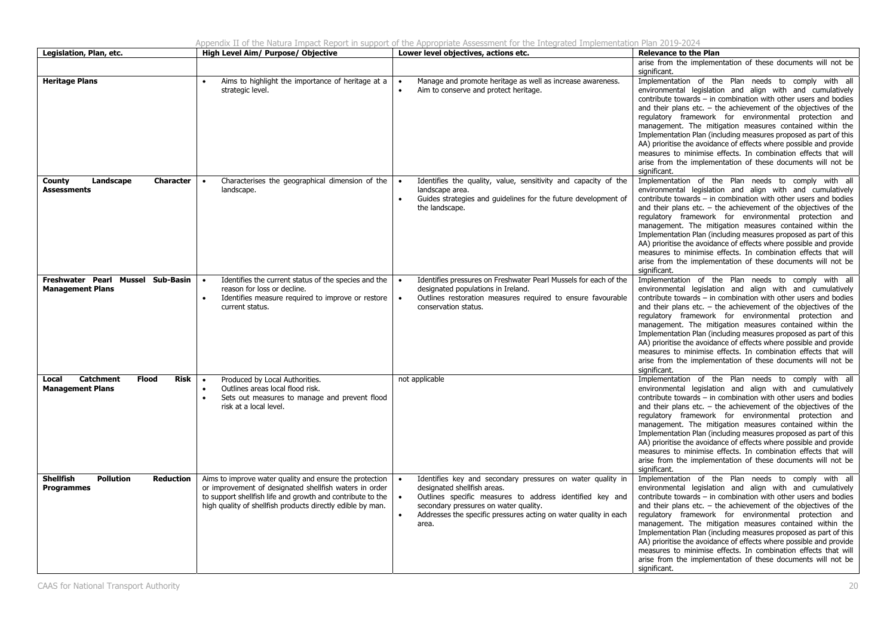| Legislation, Plan, etc. | High Level Aim/ Purpose/ Objective | Lower level objectives, actions etc. | Relevance to the Plan |
|---|---|---|---|
| | | | arise from the implementation of these documents will not be significant. |
| **Heritage Plans** | • Aims to highlight the importance of heritage at a strategic level. | • Manage and promote heritage as well as increase awareness.<br>• Aim to conserve and protect heritage. | Implementation of the Plan needs to comply with all environmental legislation and align with and cumulatively contribute towards – in combination with other users and bodies and their plans etc. – the achievement of the objectives of the regulatory framework for environmental protection and management. The mitigation measures contained within the Implementation Plan (including measures proposed as part of this AA) prioritise the avoidance of effects where possible and provide measures to minimise effects. In combination effects that will arise from the implementation of these documents will not be significant. |
| **County Landscape Character Assessments** | • Characterises the geographical dimension of the landscape. | • Identifies the quality, value, sensitivity and capacity of the landscape area.<br>• Guides strategies and guidelines for the future development of the landscape. | Implementation of the Plan needs to comply with all environmental legislation and align with and cumulatively contribute towards – in combination with other users and bodies and their plans etc. – the achievement of the objectives of the regulatory framework for environmental protection and management. The mitigation measures contained within the Implementation Plan (including measures proposed as part of this AA) prioritise the avoidance of effects where possible and provide measures to minimise effects. In combination effects that will arise from the implementation of these documents will not be significant. |
| **Freshwater Pearl Mussel Sub-Basin Management Plans** | • Identifies the current status of the species and the reason for loss or decline.<br>• Identifies measure required to improve or restore current status. | • Identifies pressures on Freshwater Pearl Mussels for each of the designated populations in Ireland.<br>• Outlines restoration measures required to ensure favourable conservation status. | Implementation of the Plan needs to comply with all environmental legislation and align with and cumulatively contribute towards – in combination with other users and bodies and their plans etc. – the achievement of the objectives of the regulatory framework for environmental protection and management. The mitigation measures contained within the Implementation Plan (including measures proposed as part of this AA) prioritise the avoidance of effects where possible and provide measures to minimise effects. In combination effects that will arise from the implementation of these documents will not be significant. |
| **Local Catchment Flood Risk Management Plans** | • Produced by Local Authorities.<br>• Outlines areas local flood risk.<br>• Sets out measures to manage and prevent flood risk at a local level. | not applicable | Implementation of the Plan needs to comply with all environmental legislation and align with and cumulatively contribute towards – in combination with other users and bodies and their plans etc. – the achievement of the objectives of the regulatory framework for environmental protection and management. The mitigation measures contained within the Implementation Plan (including measures proposed as part of this AA) prioritise the avoidance of effects where possible and provide measures to minimise effects. In combination effects that will arise from the implementation of these documents will not be significant. |
| **Shellfish Pollution Reduction Programmes** | Aims to improve water quality and ensure the protection or improvement of designated shellfish waters in order to support shellfish life and growth and contribute to the high quality of shellfish products directly edible by man. | • Identifies key and secondary pressures on water quality in designated shellfish areas.<br>• Outlines specific measures to address identified key and secondary pressures on water quality.<br>• Addresses the specific pressures acting on water quality in each area. | Implementation of the Plan needs to comply with all environmental legislation and align with and cumulatively contribute towards – in combination with other users and bodies and their plans etc. – the achievement of the objectives of the regulatory framework for environmental protection and management. The mitigation measures contained within the Implementation Plan (including measures proposed as part of this AA) prioritise the avoidance of effects where possible and provide measures to minimise effects. In combination effects that will arise from the implementation of these documents will not be significant. |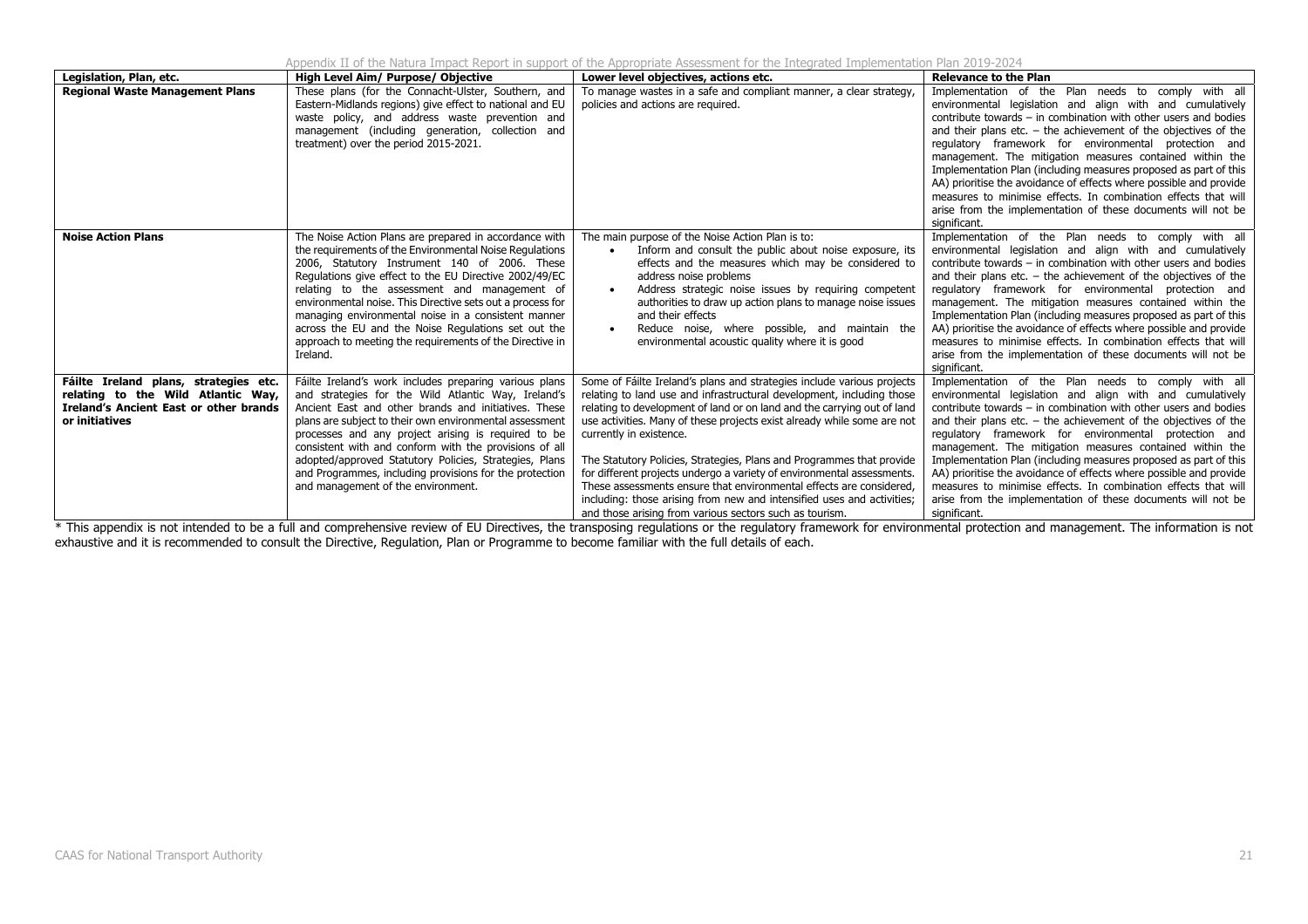| Legislation, Plan, etc. | High Level Aim/ Purpose/ Objective | Lower level objectives, actions etc. | Relevance to the Plan |
|---|---|---|---|
| **Regional Waste Management Plans** | These plans (for the Connacht-Ulster, Southern, and Eastern-Midlands regions) give effect to national and EU waste policy, and address waste prevention and management (including generation, collection and treatment) over the period 2015-2021. | To manage wastes in a safe and compliant manner, a clear strategy, policies and actions are required. | Implementation of the Plan needs to comply with all environmental legislation and align with and cumulatively contribute towards – in combination with other users and bodies and their plans etc. – the achievement of the objectives of the regulatory framework for environmental protection and management. The mitigation measures contained within the Implementation Plan (including measures proposed as part of this AA) prioritise the avoidance of effects where possible and provide measures to minimise effects. In combination effects that will arise from the implementation of these documents will not be significant. |
| **Noise Action Plans** | The Noise Action Plans are prepared in accordance with the requirements of the Environmental Noise Regulations 2006, Statutory Instrument 140 of 2006. These Regulations give effect to the EU Directive 2002/49/EC relating to the assessment and management of environmental noise. This Directive sets out a process for managing environmental noise in a consistent manner across the EU and the Noise Regulations set out the approach to meeting the requirements of the Directive in Ireland. | The main purpose of the Noise Action Plan is to:<br>• Inform and consult the public about noise exposure, its effects and the measures which may be considered to address noise problems<br>• Address strategic noise issues by requiring competent authorities to draw up action plans to manage noise issues and their effects<br>• Reduce noise, where possible, and maintain the environmental acoustic quality where it is good | Implementation of the Plan needs to comply with all environmental legislation and align with and cumulatively contribute towards – in combination with other users and bodies and their plans etc. – the achievement of the objectives of the regulatory framework for environmental protection and management. The mitigation measures contained within the Implementation Plan (including measures proposed as part of this AA) prioritise the avoidance of effects where possible and provide measures to minimise effects. In combination effects that will arise from the implementation of these documents will not be significant. |
| **Fáilte Ireland plans, strategies etc. relating to the Wild Atlantic Way, Ireland's Ancient East or other brands or initiatives** | Fáilte Ireland's work includes preparing various plans and strategies for the Wild Atlantic Way, Ireland's Ancient East and other brands and initiatives. These plans are subject to their own environmental assessment processes and any project arising is required to be consistent with and conform with the provisions of all adopted/approved Statutory Policies, Strategies, Plans and Programmes, including provisions for the protection and management of the environment. | Some of Fáilte Ireland's plans and strategies include various projects relating to land use and infrastructural development, including those relating to development of land or on land and the carrying out of land use activities. Many of these projects exist already while some are not currently in existence.<br><br>The Statutory Policies, Strategies, Plans and Programmes that provide for different projects undergo a variety of environmental assessments. These assessments ensure that environmental effects are considered, including: those arising from new and intensified uses and activities; and those arising from various sectors such as tourism. | Implementation of the Plan needs to comply with all environmental legislation and align with and cumulatively contribute towards – in combination with other users and bodies and their plans etc. – the achievement of the objectives of the regulatory framework for environmental protection and management. The mitigation measures contained within the Implementation Plan (including measures proposed as part of this AA) prioritise the avoidance of effects where possible and provide measures to minimise effects. In combination effects that will arise from the implementation of these documents will not be significant. |

* This appendix is not intended to be a full and comprehensive review of EU Directives, the transposing regulations or the regulatory framework for environmental protection and management. The information is not exhaustive and it is recommended to consult the Directive, Regulation, Plan or Programme to become familiar with the full details of each.